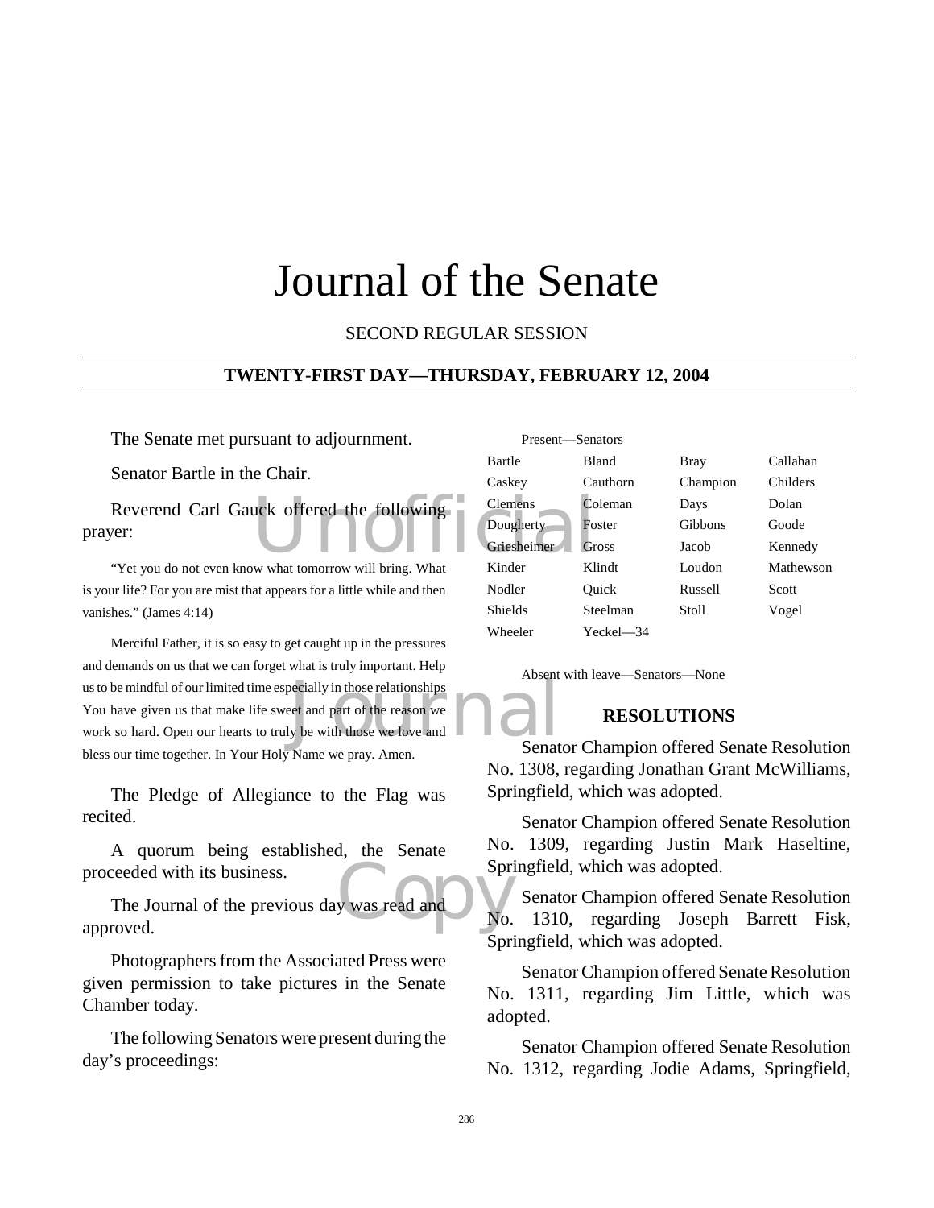# Journal of the Senate

SECOND REGULAR SESSION

**TWENTY-FIRST DAY—THURSDAY, FEBRUARY 12, 2004**

The Senate met pursuant to adjournment.

Senator Bartle in the Chair.

Reverend Carl Gauck offered the following prayer:

"Yet you do not even know what tomorrow will bring. What is your life? For you are mist that appears for a little while and then vanishes." (James 4:14)

Merciful Father, it is so easy to get caught up in the pressures and demands on us that we can forget what is truly important. Help us to be mindful of our limited time especially in those relationships You have given us that make life sweet and part of the reason we work so hard. Open our hearts to truly be with those we love and bless our time together. In Your Holy Name we pray. Amen.

The Pledge of Allegiance to the Flag was recited.

A quorum being established, the Senate proceeded with its business.

The Journal of the previous day was read and approved.

Photographers from the Associated Press were given permission to take pictures in the Senate Chamber today.

The following Senators were present during the day's proceedings:

Present—Senators

| | | | |
|---|---|---|---|
| Bartle | Bland | Bray | Callahan |
| Caskey | Cauthorn | Champion | Childers |
| Clemens | Coleman | Days | Dolan |
| Dougherty | Foster | Gibbons | Goode |
| Griesheimer | Gross | Jacob | Kennedy |
| Kinder | Klindt | Loudon | Mathewson |
| Nodler | Quick | Russell | Scott |
| Shields | Steelman | Stoll | Vogel |
| Wheeler | Yeckel—34 | | |

Absent with leave—Senators—None

## RESOLUTIONS

Senator Champion offered Senate Resolution No. 1308, regarding Jonathan Grant McWilliams, Springfield, which was adopted.

Senator Champion offered Senate Resolution No. 1309, regarding Justin Mark Haseltine, Springfield, which was adopted.

Senator Champion offered Senate Resolution No. 1310, regarding Joseph Barrett Fisk, Springfield, which was adopted.

Senator Champion offered Senate Resolution No. 1311, regarding Jim Little, which was adopted.

Senator Champion offered Senate Resolution No. 1312, regarding Jodie Adams, Springfield,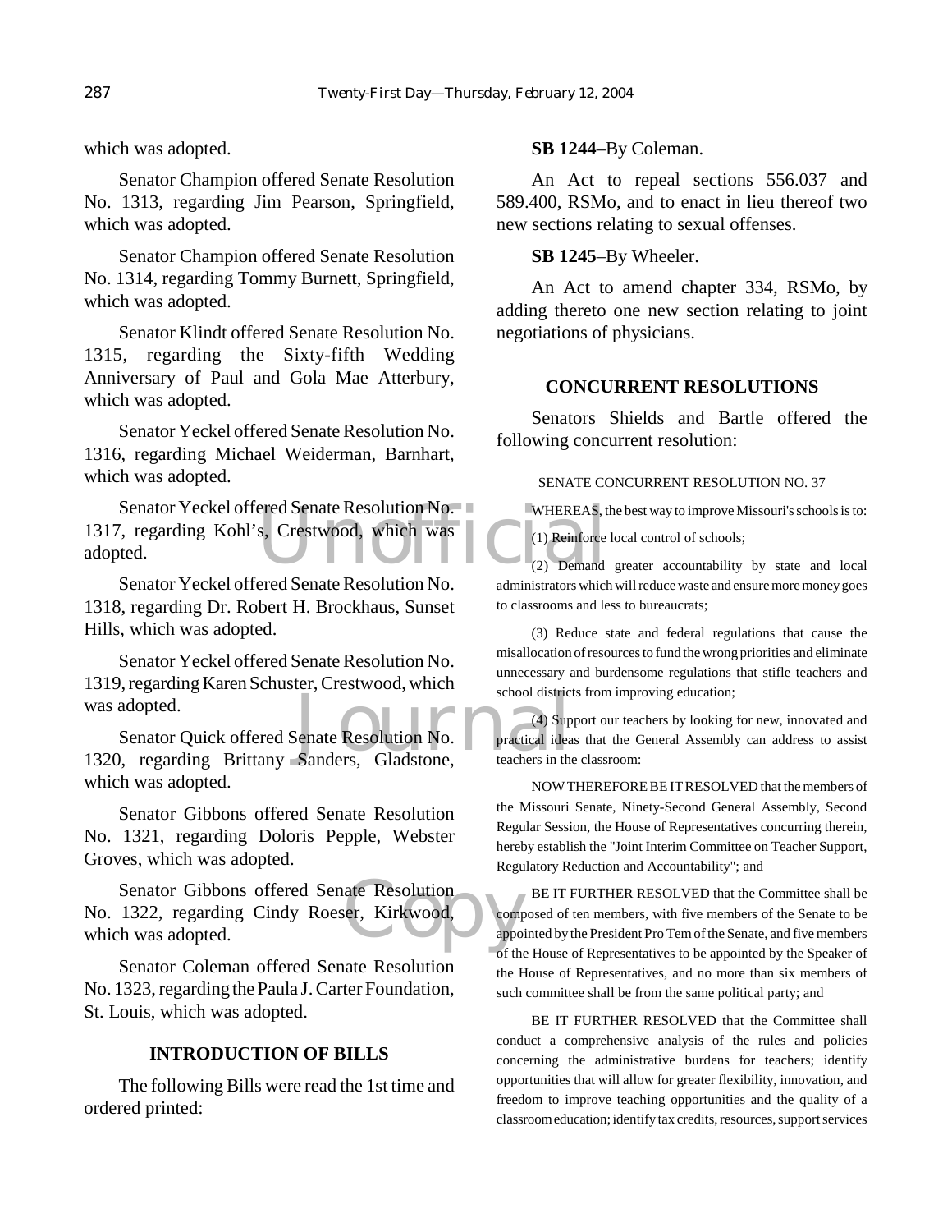which was adopted.

Senator Champion offered Senate Resolution No. 1313, regarding Jim Pearson, Springfield, which was adopted.

Senator Champion offered Senate Resolution No. 1314, regarding Tommy Burnett, Springfield, which was adopted.

Senator Klindt offered Senate Resolution No. 1315, regarding the Sixty-fifth Wedding Anniversary of Paul and Gola Mae Atterbury, which was adopted.

Senator Yeckel offered Senate Resolution No. 1316, regarding Michael Weiderman, Barnhart, which was adopted.

Senator Yeckel offered Senate Resolution No. 1317, regarding Kohl's, Crestwood, which was adopted.

Senator Yeckel offered Senate Resolution No. 1318, regarding Dr. Robert H. Brockhaus, Sunset Hills, which was adopted.

Senator Yeckel offered Senate Resolution No. 1319, regarding Karen Schuster, Crestwood, which was adopted.

Senator Quick offered Senate Resolution No. 1320, regarding Brittany Sanders, Gladstone, which was adopted.

Senator Gibbons offered Senate Resolution No. 1321, regarding Doloris Pepple, Webster Groves, which was adopted.

Senator Gibbons offered Senate Resolution No. 1322, regarding Cindy Roeser, Kirkwood, which was adopted.

Senator Coleman offered Senate Resolution No. 1323, regarding the Paula J. Carter Foundation, St. Louis, which was adopted.

## INTRODUCTION OF BILLS

The following Bills were read the 1st time and ordered printed:

**SB 1244**–By Coleman.

An Act to repeal sections 556.037 and 589.400, RSMo, and to enact in lieu thereof two new sections relating to sexual offenses.

**SB 1245**–By Wheeler.

An Act to amend chapter 334, RSMo, by adding thereto one new section relating to joint negotiations of physicians.

## CONCURRENT RESOLUTIONS

Senators Shields and Bartle offered the following concurrent resolution:

SENATE CONCURRENT RESOLUTION NO. 37

WHEREAS, the best way to improve Missouri's schools is to:

(1) Reinforce local control of schools;

(2) Demand greater accountability by state and local administrators which will reduce waste and ensure more money goes to classrooms and less to bureaucrats;

(3) Reduce state and federal regulations that cause the misallocation of resources to fund the wrong priorities and eliminate unnecessary and burdensome regulations that stifle teachers and school districts from improving education;

(4) Support our teachers by looking for new, innovated and practical ideas that the General Assembly can address to assist teachers in the classroom:

NOW THEREFORE BE IT RESOLVED that the members of the Missouri Senate, Ninety-Second General Assembly, Second Regular Session, the House of Representatives concurring therein, hereby establish the "Joint Interim Committee on Teacher Support, Regulatory Reduction and Accountability"; and

BE IT FURTHER RESOLVED that the Committee shall be composed of ten members, with five members of the Senate to be appointed by the President Pro Tem of the Senate, and five members of the House of Representatives to be appointed by the Speaker of the House of Representatives, and no more than six members of such committee shall be from the same political party; and

BE IT FURTHER RESOLVED that the Committee shall conduct a comprehensive analysis of the rules and policies concerning the administrative burdens for teachers; identify opportunities that will allow for greater flexibility, innovation, and freedom to improve teaching opportunities and the quality of a classroom education; identify tax credits, resources, support services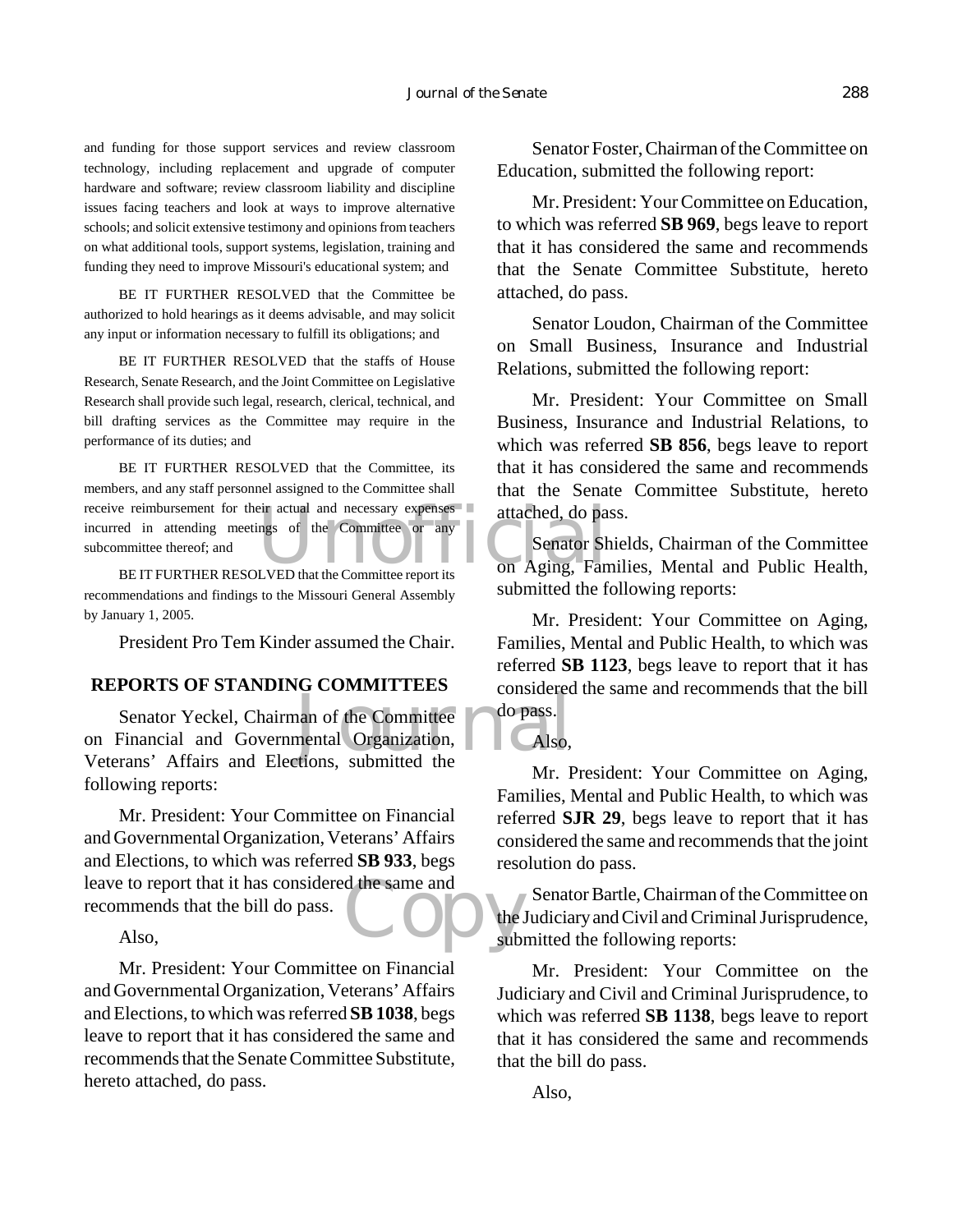and funding for those support services and review classroom technology, including replacement and upgrade of computer hardware and software; review classroom liability and discipline issues facing teachers and look at ways to improve alternative schools; and solicit extensive testimony and opinions from teachers on what additional tools, support systems, legislation, training and funding they need to improve Missouri's educational system; and

BE IT FURTHER RESOLVED that the Committee be authorized to hold hearings as it deems advisable, and may solicit any input or information necessary to fulfill its obligations; and

BE IT FURTHER RESOLVED that the staffs of House Research, Senate Research, and the Joint Committee on Legislative Research shall provide such legal, research, clerical, technical, and bill drafting services as the Committee may require in the performance of its duties; and

BE IT FURTHER RESOLVED that the Committee, its members, and any staff personnel assigned to the Committee shall receive reimbursement for their actual and necessary expenses incurred in attending meetings of the Committee or any subcommittee thereof; and

BE IT FURTHER RESOLVED that the Committee report its recommendations and findings to the Missouri General Assembly by January 1, 2005.

President Pro Tem Kinder assumed the Chair.

## REPORTS OF STANDING COMMITTEES

Senator Yeckel, Chairman of the Committee on Financial and Governmental Organization, Veterans' Affairs and Elections, submitted the following reports:

Mr. President: Your Committee on Financial and Governmental Organization, Veterans' Affairs and Elections, to which was referred **SB 933**, begs leave to report that it has considered the same and recommends that the bill do pass.

Also,

Mr. President: Your Committee on Financial and Governmental Organization, Veterans' Affairs and Elections, to which was referred **SB 1038**, begs leave to report that it has considered the same and recommends that the Senate Committee Substitute, hereto attached, do pass.

Senator Foster, Chairman of the Committee on Education, submitted the following report:

Mr. President: Your Committee on Education, to which was referred **SB 969**, begs leave to report that it has considered the same and recommends that the Senate Committee Substitute, hereto attached, do pass.

Senator Loudon, Chairman of the Committee on Small Business, Insurance and Industrial Relations, submitted the following report:

Mr. President: Your Committee on Small Business, Insurance and Industrial Relations, to which was referred **SB 856**, begs leave to report that it has considered the same and recommends that the Senate Committee Substitute, hereto attached, do pass.

Senator Shields, Chairman of the Committee on Aging, Families, Mental and Public Health, submitted the following reports:

Mr. President: Your Committee on Aging, Families, Mental and Public Health, to which was referred **SB 1123**, begs leave to report that it has considered the same and recommends that the bill do pass.

Also,

Mr. President: Your Committee on Aging, Families, Mental and Public Health, to which was referred **SJR 29**, begs leave to report that it has considered the same and recommends that the joint resolution do pass.

Senator Bartle, Chairman of the Committee on the Judiciary and Civil and Criminal Jurisprudence, submitted the following reports:

Mr. President: Your Committee on the Judiciary and Civil and Criminal Jurisprudence, to which was referred **SB 1138**, begs leave to report that it has considered the same and recommends that the bill do pass.

Also,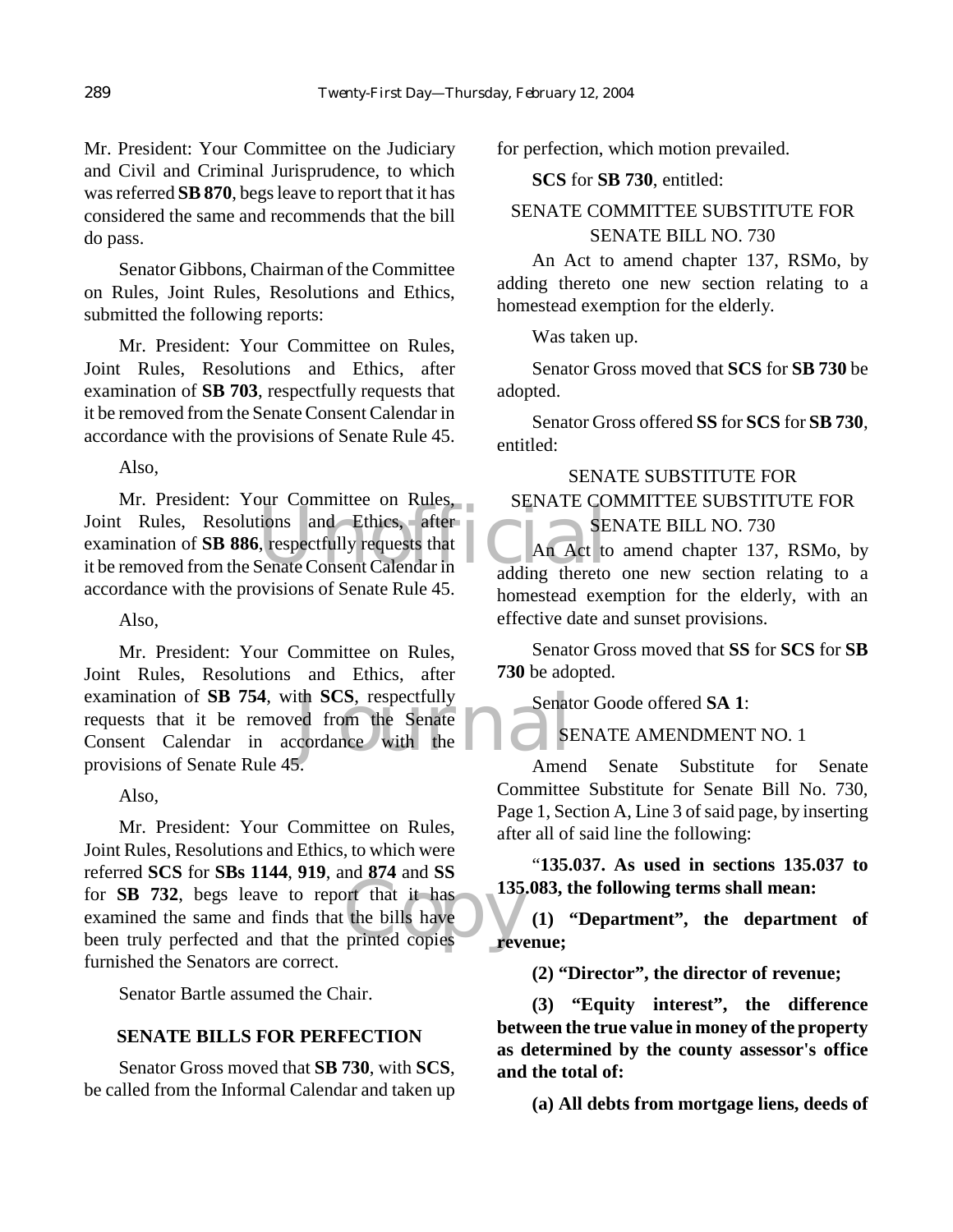Mr. President: Your Committee on the Judiciary and Civil and Criminal Jurisprudence, to which was referred **SB 870**, begs leave to report that it has considered the same and recommends that the bill do pass.

Senator Gibbons, Chairman of the Committee on Rules, Joint Rules, Resolutions and Ethics, submitted the following reports:

Mr. President: Your Committee on Rules, Joint Rules, Resolutions and Ethics, after examination of **SB 703**, respectfully requests that it be removed from the Senate Consent Calendar in accordance with the provisions of Senate Rule 45.

Also,

Mr. President: Your Committee on Rules, Joint Rules, Resolutions and Ethics, after examination of **SB 886**, respectfully requests that it be removed from the Senate Consent Calendar in accordance with the provisions of Senate Rule 45.

Also,

Mr. President: Your Committee on Rules, Joint Rules, Resolutions and Ethics, after examination of **SB 754**, with **SCS**, respectfully requests that it be removed from the Senate Consent Calendar in accordance with the provisions of Senate Rule 45.

Also,

Mr. President: Your Committee on Rules, Joint Rules, Resolutions and Ethics, to which were referred **SCS** for **SBs 1144**, **919**, and **874** and **SS** for **SB 732**, begs leave to report that it has examined the same and finds that the bills have been truly perfected and that the printed copies furnished the Senators are correct.

Senator Bartle assumed the Chair.

## SENATE BILLS FOR PERFECTION

Senator Gross moved that **SB 730**, with **SCS**, be called from the Informal Calendar and taken up for perfection, which motion prevailed.

**SCS** for **SB 730**, entitled:

SENATE COMMITTEE SUBSTITUTE FOR SENATE BILL NO. 730

An Act to amend chapter 137, RSMo, by adding thereto one new section relating to a homestead exemption for the elderly.

Was taken up.

Senator Gross moved that **SCS** for **SB 730** be adopted.

Senator Gross offered **SS** for **SCS** for **SB 730**, entitled:

SENATE SUBSTITUTE FOR SENATE COMMITTEE SUBSTITUTE FOR SENATE BILL NO. 730

An Act to amend chapter 137, RSMo, by adding thereto one new section relating to a homestead exemption for the elderly, with an effective date and sunset provisions.

Senator Gross moved that **SS** for **SCS** for **SB 730** be adopted.

Senator Goode offered **SA 1**:

SENATE AMENDMENT NO. 1

Amend Senate Substitute for Senate Committee Substitute for Senate Bill No. 730, Page 1, Section A, Line 3 of said page, by inserting after all of said line the following:

"**135.037. As used in sections 135.037 to 135.083, the following terms shall mean:**

**(1) "Department", the department of revenue;**

**(2) "Director", the director of revenue;**

**(3) "Equity interest", the difference between the true value in money of the property as determined by the county assessor's office and the total of:**

**(a) All debts from mortgage liens, deeds of**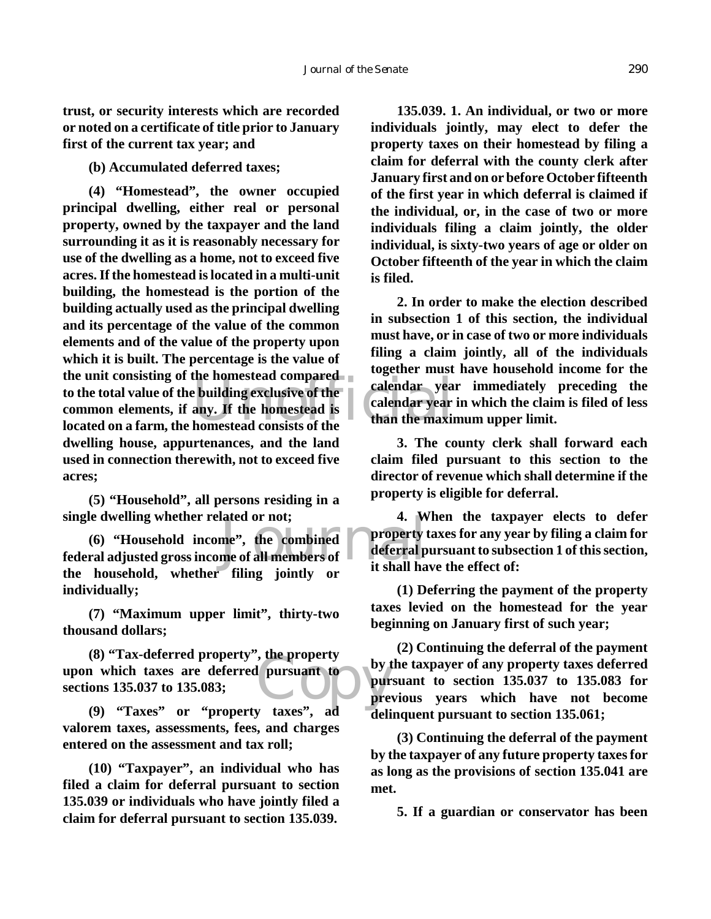**trust, or security interests which are recorded or noted on a certificate of title prior to January first of the current tax year; and**

**(b) Accumulated deferred taxes;**

**(4) "Homestead", the owner occupied principal dwelling, either real or personal property, owned by the taxpayer and the land surrounding it as it is reasonably necessary for use of the dwelling as a home, not to exceed five acres. If the homestead is located in a multi-unit building, the homestead is the portion of the building actually used as the principal dwelling and its percentage of the value of the common elements and of the value of the property upon which it is built. The percentage is the value of the unit consisting of the homestead compared to the total value of the building exclusive of the common elements, if any. If the homestead is located on a farm, the homestead consists of the dwelling house, appurtenances, and the land used in connection therewith, not to exceed five acres;**

**(5) "Household", all persons residing in a single dwelling whether related or not;**

**(6) "Household income", the combined federal adjusted gross income of all members of the household, whether filing jointly or individually;**

**(7) "Maximum upper limit", thirty-two thousand dollars;**

**(8) "Tax-deferred property", the property upon which taxes are deferred pursuant to sections 135.037 to 135.083;**

**(9) "Taxes" or "property taxes", ad valorem taxes, assessments, fees, and charges entered on the assessment and tax roll;**

**(10) "Taxpayer", an individual who has filed a claim for deferral pursuant to section 135.039 or individuals who have jointly filed a claim for deferral pursuant to section 135.039.**

**135.039. 1. An individual, or two or more individuals jointly, may elect to defer the property taxes on their homestead by filing a claim for deferral with the county clerk after January first and on or before October fifteenth of the first year in which deferral is claimed if the individual, or, in the case of two or more individuals filing a claim jointly, the older individual, is sixty-two years of age or older on October fifteenth of the year in which the claim is filed.**

**2. In order to make the election described in subsection 1 of this section, the individual must have, or in case of two or more individuals filing a claim jointly, all of the individuals together must have household income for the calendar year immediately preceding the calendar year in which the claim is filed of less than the maximum upper limit.**

**3. The county clerk shall forward each claim filed pursuant to this section to the director of revenue which shall determine if the property is eligible for deferral.**

**4. When the taxpayer elects to defer property taxes for any year by filing a claim for deferral pursuant to subsection 1 of this section, it shall have the effect of:**

**(1) Deferring the payment of the property taxes levied on the homestead for the year beginning on January first of such year;**

**(2) Continuing the deferral of the payment by the taxpayer of any property taxes deferred pursuant to section 135.037 to 135.083 for previous years which have not become delinquent pursuant to section 135.061;**

**(3) Continuing the deferral of the payment by the taxpayer of any future property taxes for as long as the provisions of section 135.041 are met.**

**5. If a guardian or conservator has been**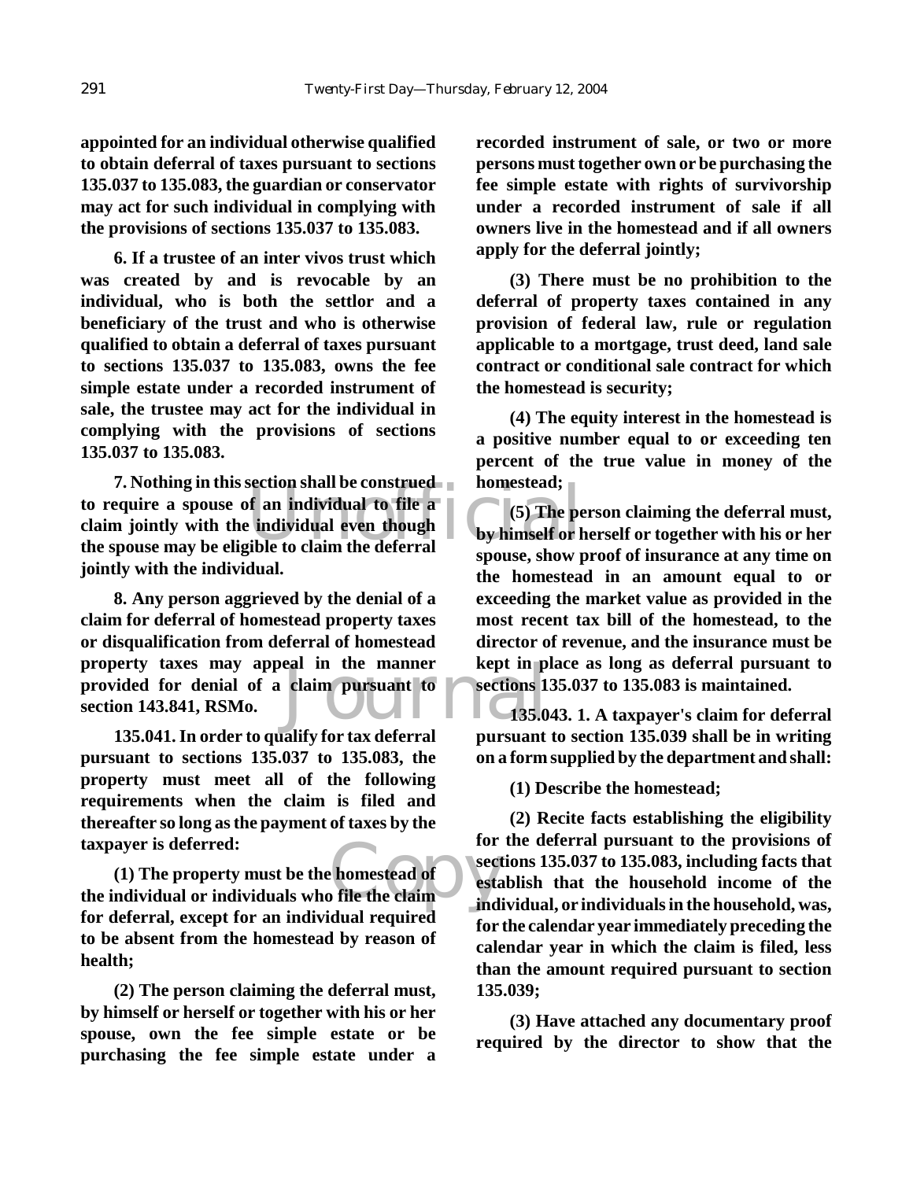**appointed for an individual otherwise qualified to obtain deferral of taxes pursuant to sections 135.037 to 135.083, the guardian or conservator may act for such individual in complying with the provisions of sections 135.037 to 135.083.**

**6. If a trustee of an inter vivos trust which was created by and is revocable by an individual, who is both the settlor and a beneficiary of the trust and who is otherwise qualified to obtain a deferral of taxes pursuant to sections 135.037 to 135.083, owns the fee simple estate under a recorded instrument of sale, the trustee may act for the individual in complying with the provisions of sections 135.037 to 135.083.**

**7. Nothing in this section shall be construed to require a spouse of an individual to file a claim jointly with the individual even though the spouse may be eligible to claim the deferral jointly with the individual.**

**8. Any person aggrieved by the denial of a claim for deferral of homestead property taxes or disqualification from deferral of homestead property taxes may appeal in the manner provided for denial of a claim pursuant to section 143.841, RSMo.**

**135.041. In order to qualify for tax deferral pursuant to sections 135.037 to 135.083, the property must meet all of the following requirements when the claim is filed and thereafter so long as the payment of taxes by the taxpayer is deferred:**

**(1) The property must be the homestead of the individual or individuals who file the claim for deferral, except for an individual required to be absent from the homestead by reason of health;**

**(2) The person claiming the deferral must, by himself or herself or together with his or her spouse, own the fee simple estate or be purchasing the fee simple estate under a recorded instrument of sale, or two or more persons must together own or be purchasing the fee simple estate with rights of survivorship under a recorded instrument of sale if all owners live in the homestead and if all owners apply for the deferral jointly;**

**(3) There must be no prohibition to the deferral of property taxes contained in any provision of federal law, rule or regulation applicable to a mortgage, trust deed, land sale contract or conditional sale contract for which the homestead is security;**

**(4) The equity interest in the homestead is a positive number equal to or exceeding ten percent of the true value in money of the homestead;**

**(5) The person claiming the deferral must, by himself or herself or together with his or her spouse, show proof of insurance at any time on the homestead in an amount equal to or exceeding the market value as provided in the most recent tax bill of the homestead, to the director of revenue, and the insurance must be kept in place as long as deferral pursuant to sections 135.037 to 135.083 is maintained.**

**135.043. 1. A taxpayer's claim for deferral pursuant to section 135.039 shall be in writing on a form supplied by the department and shall:**

**(1) Describe the homestead;**

**(2) Recite facts establishing the eligibility for the deferral pursuant to the provisions of sections 135.037 to 135.083, including facts that establish that the household income of the individual, or individuals in the household, was, for the calendar year immediately preceding the calendar year in which the claim is filed, less than the amount required pursuant to section 135.039;**

**(3) Have attached any documentary proof required by the director to show that the**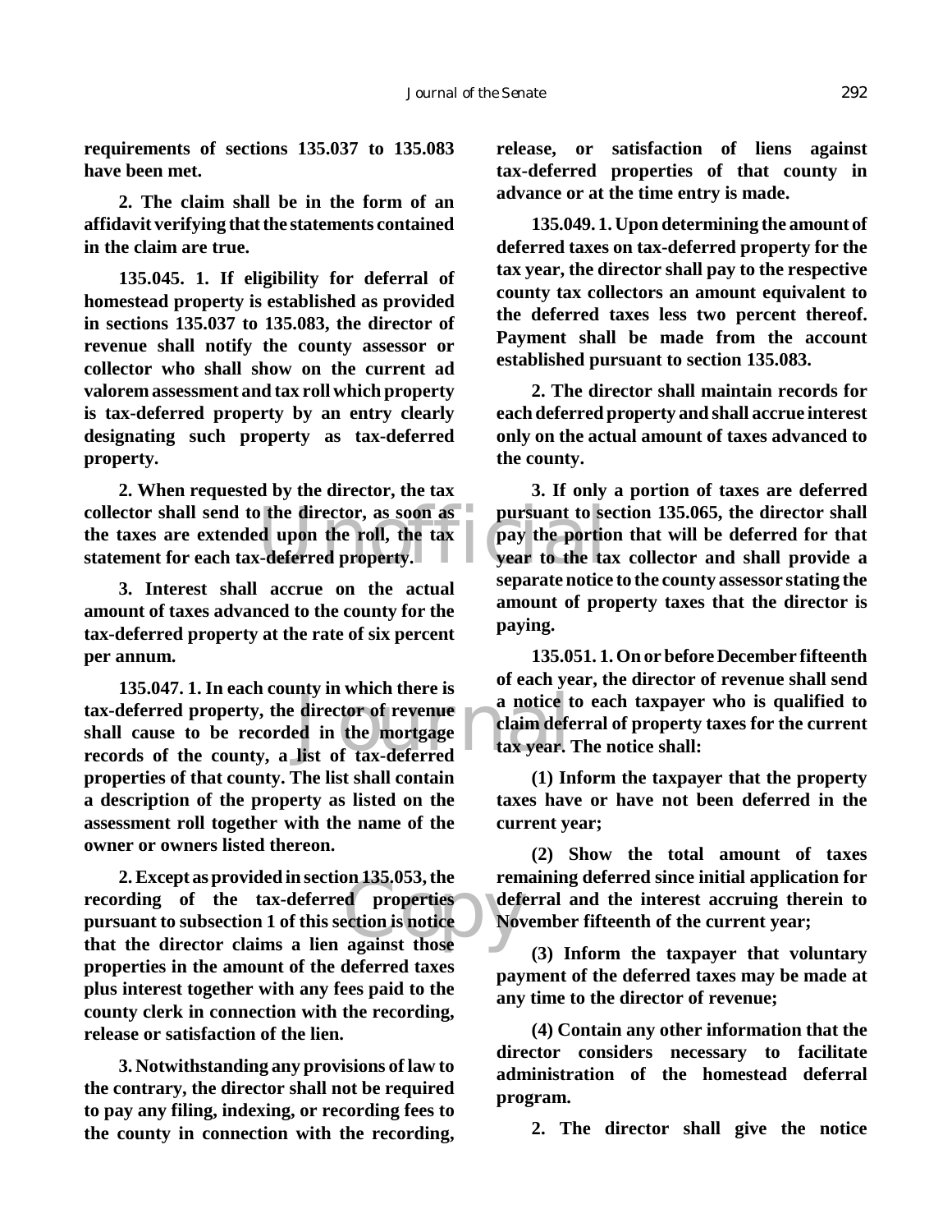**requirements of sections 135.037 to 135.083 have been met.**

**2. The claim shall be in the form of an affidavit verifying that the statements contained in the claim are true.**

**135.045. 1. If eligibility for deferral of homestead property is established as provided in sections 135.037 to 135.083, the director of revenue shall notify the county assessor or collector who shall show on the current ad valorem assessment and tax roll which property is tax-deferred property by an entry clearly designating such property as tax-deferred property.**

**2. When requested by the director, the tax collector shall send to the director, as soon as the taxes are extended upon the roll, the tax statement for each tax-deferred property.**

**3. Interest shall accrue on the actual amount of taxes advanced to the county for the tax-deferred property at the rate of six percent per annum.**

**135.047. 1. In each county in which there is tax-deferred property, the director of revenue shall cause to be recorded in the mortgage records of the county, a list of tax-deferred properties of that county. The list shall contain a description of the property as listed on the assessment roll together with the name of the owner or owners listed thereon.**

**2. Except as provided in section 135.053, the recording of the tax-deferred properties pursuant to subsection 1 of this section is notice that the director claims a lien against those properties in the amount of the deferred taxes plus interest together with any fees paid to the county clerk in connection with the recording, release or satisfaction of the lien.**

**3. Notwithstanding any provisions of law to the contrary, the director shall not be required to pay any filing, indexing, or recording fees to the county in connection with the recording, release, or satisfaction of liens against tax-deferred properties of that county in advance or at the time entry is made.**

**135.049. 1. Upon determining the amount of deferred taxes on tax-deferred property for the tax year, the director shall pay to the respective county tax collectors an amount equivalent to the deferred taxes less two percent thereof. Payment shall be made from the account established pursuant to section 135.083.**

**2. The director shall maintain records for each deferred property and shall accrue interest only on the actual amount of taxes advanced to the county.**

**3. If only a portion of taxes are deferred pursuant to section 135.065, the director shall pay the portion that will be deferred for that year to the tax collector and shall provide a separate notice to the county assessor stating the amount of property taxes that the director is paying.**

**135.051. 1. On or before December fifteenth of each year, the director of revenue shall send a notice to each taxpayer who is qualified to claim deferral of property taxes for the current tax year. The notice shall:**

**(1) Inform the taxpayer that the property taxes have or have not been deferred in the current year;**

**(2) Show the total amount of taxes remaining deferred since initial application for deferral and the interest accruing therein to November fifteenth of the current year;**

**(3) Inform the taxpayer that voluntary payment of the deferred taxes may be made at any time to the director of revenue;**

**(4) Contain any other information that the director considers necessary to facilitate administration of the homestead deferral program.**

**2. The director shall give the notice**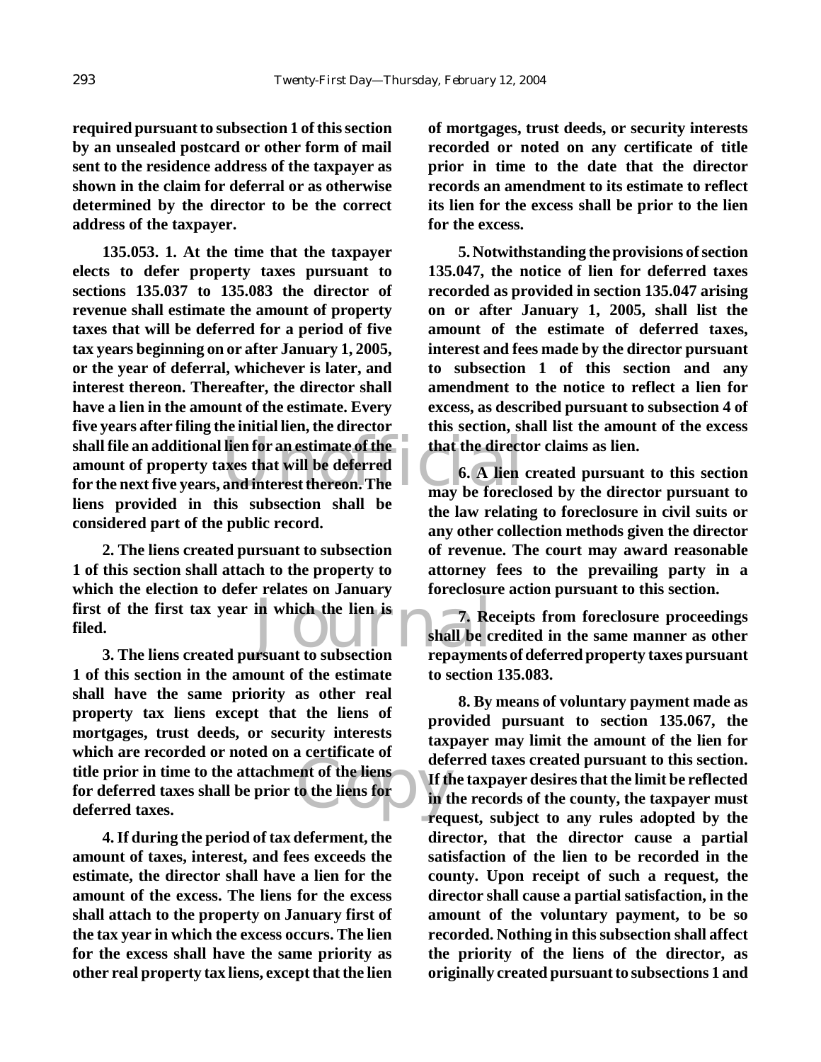**required pursuant to subsection 1 of this section by an unsealed postcard or other form of mail sent to the residence address of the taxpayer as shown in the claim for deferral or as otherwise determined by the director to be the correct address of the taxpayer.**

**135.053. 1. At the time that the taxpayer elects to defer property taxes pursuant to sections 135.037 to 135.083 the director of revenue shall estimate the amount of property taxes that will be deferred for a period of five tax years beginning on or after January 1, 2005, or the year of deferral, whichever is later, and interest thereon. Thereafter, the director shall have a lien in the amount of the estimate. Every five years after filing the initial lien, the director shall file an additional lien for an estimate of the amount of property taxes that will be deferred for the next five years, and interest thereon. The liens provided in this subsection shall be considered part of the public record.**

**2. The liens created pursuant to subsection 1 of this section shall attach to the property to which the election to defer relates on January first of the first tax year in which the lien is filed.**

**3. The liens created pursuant to subsection 1 of this section in the amount of the estimate shall have the same priority as other real property tax liens except that the liens of mortgages, trust deeds, or security interests which are recorded or noted on a certificate of title prior in time to the attachment of the liens for deferred taxes shall be prior to the liens for deferred taxes.**

**4. If during the period of tax deferment, the amount of taxes, interest, and fees exceeds the estimate, the director shall have a lien for the amount of the excess. The liens for the excess shall attach to the property on January first of the tax year in which the excess occurs. The lien for the excess shall have the same priority as other real property tax liens, except that the lien of mortgages, trust deeds, or security interests recorded or noted on any certificate of title prior in time to the date that the director records an amendment to its estimate to reflect its lien for the excess shall be prior to the lien for the excess.**

**5. Notwithstanding the provisions of section 135.047, the notice of lien for deferred taxes recorded as provided in section 135.047 arising on or after January 1, 2005, shall list the amount of the estimate of deferred taxes, interest and fees made by the director pursuant to subsection 1 of this section and any amendment to the notice to reflect a lien for excess, as described pursuant to subsection 4 of this section, shall list the amount of the excess that the director claims as lien.**

**6. A lien created pursuant to this section may be foreclosed by the director pursuant to the law relating to foreclosure in civil suits or any other collection methods given the director of revenue. The court may award reasonable attorney fees to the prevailing party in a foreclosure action pursuant to this section.**

**7. Receipts from foreclosure proceedings shall be credited in the same manner as other repayments of deferred property taxes pursuant to section 135.083.**

**8. By means of voluntary payment made as provided pursuant to section 135.067, the taxpayer may limit the amount of the lien for deferred taxes created pursuant to this section. If the taxpayer desires that the limit be reflected in the records of the county, the taxpayer must request, subject to any rules adopted by the director, that the director cause a partial satisfaction of the lien to be recorded in the county. Upon receipt of such a request, the director shall cause a partial satisfaction, in the amount of the voluntary payment, to be so recorded. Nothing in this subsection shall affect the priority of the liens of the director, as originally created pursuant to subsections 1 and**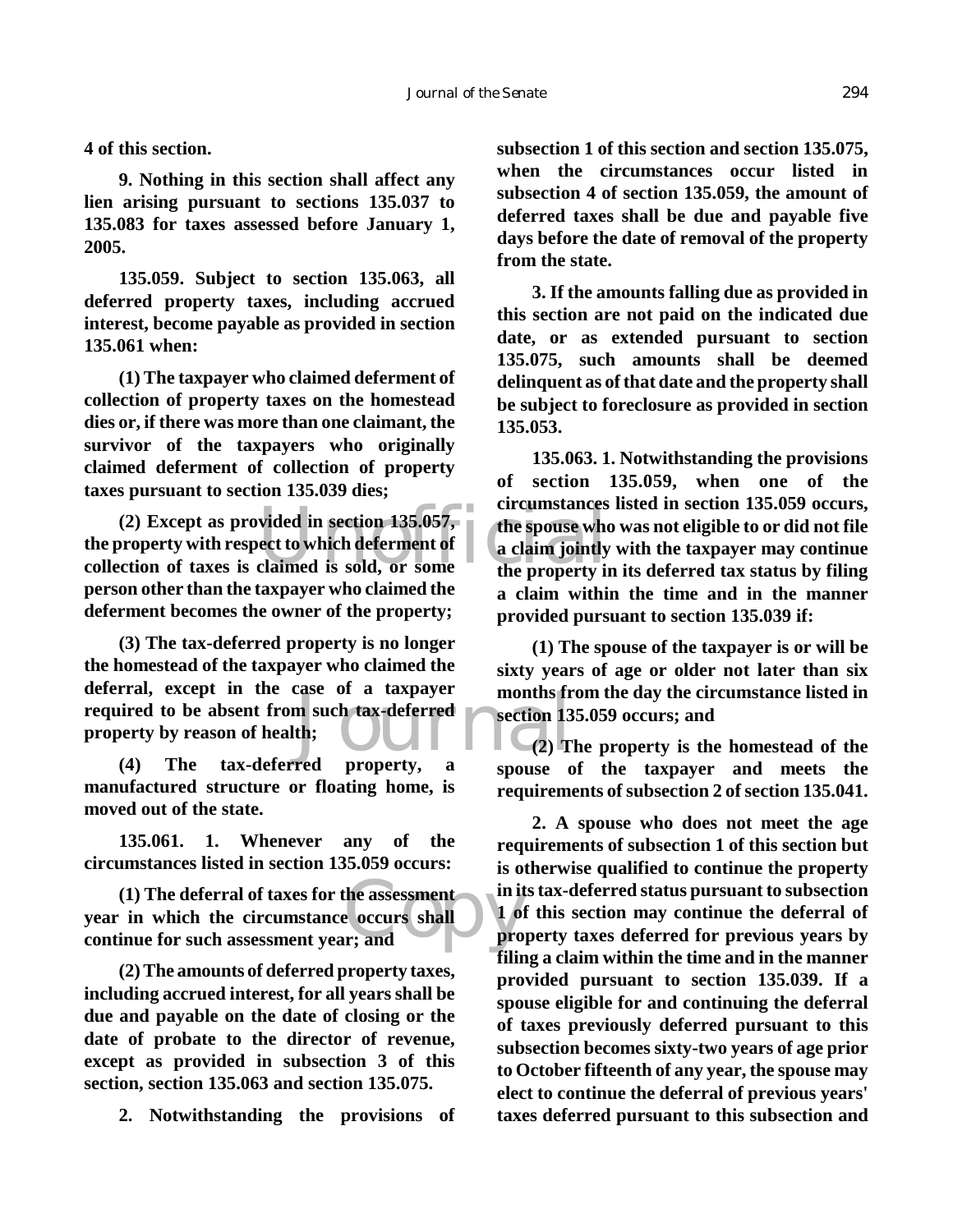**4 of this section.**

**9. Nothing in this section shall affect any lien arising pursuant to sections 135.037 to 135.083 for taxes assessed before January 1, 2005.**

**135.059. Subject to section 135.063, all deferred property taxes, including accrued interest, become payable as provided in section 135.061 when:**

**(1) The taxpayer who claimed deferment of collection of property taxes on the homestead dies or, if there was more than one claimant, the survivor of the taxpayers who originally claimed deferment of collection of property taxes pursuant to section 135.039 dies;**

**(2) Except as provided in section 135.057, the property with respect to which deferment of collection of taxes is claimed is sold, or some person other than the taxpayer who claimed the deferment becomes the owner of the property;**

**(3) The tax-deferred property is no longer the homestead of the taxpayer who claimed the deferral, except in the case of a taxpayer required to be absent from such tax-deferred property by reason of health;**

**(4) The tax-deferred property, a manufactured structure or floating home, is moved out of the state.**

**135.061. 1. Whenever any of the circumstances listed in section 135.059 occurs:**

**(1) The deferral of taxes for the assessment year in which the circumstance occurs shall continue for such assessment year; and**

**(2) The amounts of deferred property taxes, including accrued interest, for all years shall be due and payable on the date of closing or the date of probate to the director of revenue, except as provided in subsection 3 of this section, section 135.063 and section 135.075.**

**2. Notwithstanding the provisions of subsection 1 of this section and section 135.075, when the circumstances occur listed in subsection 4 of section 135.059, the amount of deferred taxes shall be due and payable five days before the date of removal of the property from the state.**

**3. If the amounts falling due as provided in this section are not paid on the indicated due date, or as extended pursuant to section 135.075, such amounts shall be deemed delinquent as of that date and the property shall be subject to foreclosure as provided in section 135.053.**

**135.063. 1. Notwithstanding the provisions of section 135.059, when one of the circumstances listed in section 135.059 occurs, the spouse who was not eligible to or did not file a claim jointly with the taxpayer may continue the property in its deferred tax status by filing a claim within the time and in the manner provided pursuant to section 135.039 if:**

**(1) The spouse of the taxpayer is or will be sixty years of age or older not later than six months from the day the circumstance listed in section 135.059 occurs; and**

**(2) The property is the homestead of the spouse of the taxpayer and meets the requirements of subsection 2 of section 135.041.**

**2. A spouse who does not meet the age requirements of subsection 1 of this section but is otherwise qualified to continue the property in its tax-deferred status pursuant to subsection 1 of this section may continue the deferral of property taxes deferred for previous years by filing a claim within the time and in the manner provided pursuant to section 135.039. If a spouse eligible for and continuing the deferral of taxes previously deferred pursuant to this subsection becomes sixty-two years of age prior to October fifteenth of any year, the spouse may elect to continue the deferral of previous years' taxes deferred pursuant to this subsection and**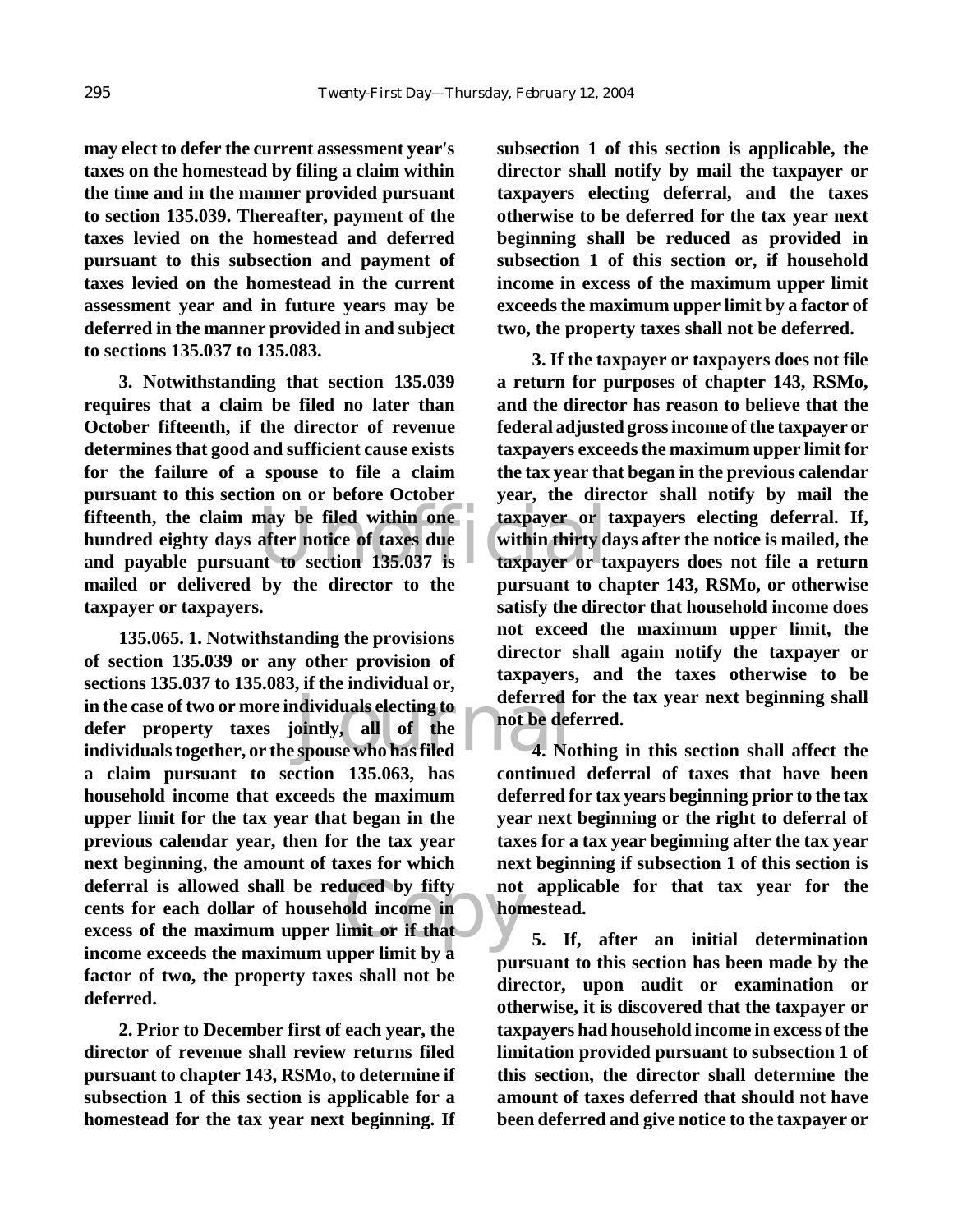**may elect to defer the current assessment year's taxes on the homestead by filing a claim within the time and in the manner provided pursuant to section 135.039. Thereafter, payment of the taxes levied on the homestead and deferred pursuant to this subsection and payment of taxes levied on the homestead in the current assessment year and in future years may be deferred in the manner provided in and subject to sections 135.037 to 135.083.**

**3. Notwithstanding that section 135.039 requires that a claim be filed no later than October fifteenth, if the director of revenue determines that good and sufficient cause exists for the failure of a spouse to file a claim pursuant to this section on or before October fifteenth, the claim may be filed within one hundred eighty days after notice of taxes due and payable pursuant to section 135.037 is mailed or delivered by the director to the taxpayer or taxpayers.**

**135.065. 1. Notwithstanding the provisions of section 135.039 or any other provision of sections 135.037 to 135.083, if the individual or, in the case of two or more individuals electing to defer property taxes jointly, all of the individuals together, or the spouse who has filed a claim pursuant to section 135.063, has household income that exceeds the maximum upper limit for the tax year that began in the previous calendar year, then for the tax year next beginning, the amount of taxes for which deferral is allowed shall be reduced by fifty cents for each dollar of household income in excess of the maximum upper limit or if that income exceeds the maximum upper limit by a factor of two, the property taxes shall not be deferred.**

**2. Prior to December first of each year, the director of revenue shall review returns filed pursuant to chapter 143, RSMo, to determine if subsection 1 of this section is applicable for a homestead for the tax year next beginning. If subsection 1 of this section is applicable, the director shall notify by mail the taxpayer or taxpayers electing deferral, and the taxes otherwise to be deferred for the tax year next beginning shall be reduced as provided in subsection 1 of this section or, if household income in excess of the maximum upper limit exceeds the maximum upper limit by a factor of two, the property taxes shall not be deferred.**

**3. If the taxpayer or taxpayers does not file a return for purposes of chapter 143, RSMo, and the director has reason to believe that the federal adjusted gross income of the taxpayer or taxpayers exceeds the maximum upper limit for the tax year that began in the previous calendar year, the director shall notify by mail the taxpayer or taxpayers electing deferral. If, within thirty days after the notice is mailed, the taxpayer or taxpayers does not file a return pursuant to chapter 143, RSMo, or otherwise satisfy the director that household income does not exceed the maximum upper limit, the director shall again notify the taxpayer or taxpayers, and the taxes otherwise to be deferred for the tax year next beginning shall not be deferred.**

**4. Nothing in this section shall affect the continued deferral of taxes that have been deferred for tax years beginning prior to the tax year next beginning or the right to deferral of taxes for a tax year beginning after the tax year next beginning if subsection 1 of this section is not applicable for that tax year for the homestead.**

**5. If, after an initial determination pursuant to this section has been made by the director, upon audit or examination or otherwise, it is discovered that the taxpayer or taxpayers had household income in excess of the limitation provided pursuant to subsection 1 of this section, the director shall determine the amount of taxes deferred that should not have been deferred and give notice to the taxpayer or**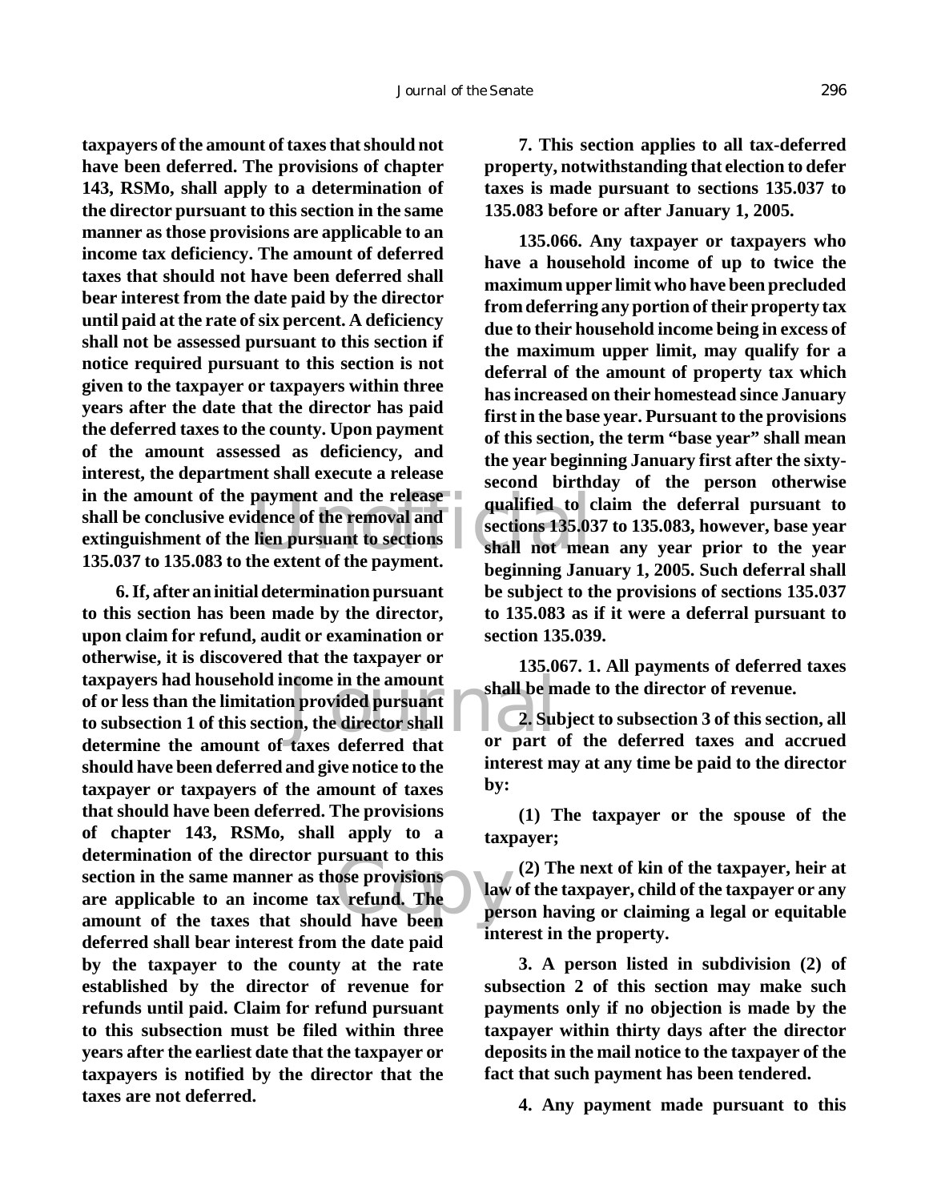**taxpayers of the amount of taxes that should not have been deferred. The provisions of chapter 143, RSMo, shall apply to a determination of the director pursuant to this section in the same manner as those provisions are applicable to an income tax deficiency. The amount of deferred taxes that should not have been deferred shall bear interest from the date paid by the director until paid at the rate of six percent. A deficiency shall not be assessed pursuant to this section if notice required pursuant to this section is not given to the taxpayer or taxpayers within three years after the date that the director has paid the deferred taxes to the county. Upon payment of the amount assessed as deficiency, and interest, the department shall execute a release in the amount of the payment and the release shall be conclusive evidence of the removal and extinguishment of the lien pursuant to sections 135.037 to 135.083 to the extent of the payment.**

**6. If, after an initial determination pursuant to this section has been made by the director, upon claim for refund, audit or examination or otherwise, it is discovered that the taxpayer or taxpayers had household income in the amount of or less than the limitation provided pursuant to subsection 1 of this section, the director shall determine the amount of taxes deferred that should have been deferred and give notice to the taxpayer or taxpayers of the amount of taxes that should have been deferred. The provisions of chapter 143, RSMo, shall apply to a determination of the director pursuant to this section in the same manner as those provisions are applicable to an income tax refund. The amount of the taxes that should have been deferred shall bear interest from the date paid by the taxpayer to the county at the rate established by the director of revenue for refunds until paid. Claim for refund pursuant to this subsection must be filed within three years after the earliest date that the taxpayer or taxpayers is notified by the director that the taxes are not deferred.**

**7. This section applies to all tax-deferred property, notwithstanding that election to defer taxes is made pursuant to sections 135.037 to 135.083 before or after January 1, 2005.**

**135.066. Any taxpayer or taxpayers who have a household income of up to twice the maximum upper limit who have been precluded from deferring any portion of their property tax due to their household income being in excess of the maximum upper limit, may qualify for a deferral of the amount of property tax which has increased on their homestead since January first in the base year. Pursuant to the provisions of this section, the term "base year" shall mean the year beginning January first after the sixty-second birthday of the person otherwise qualified to claim the deferral pursuant to sections 135.037 to 135.083, however, base year shall not mean any year prior to the year beginning January 1, 2005. Such deferral shall be subject to the provisions of sections 135.037 to 135.083 as if it were a deferral pursuant to section 135.039.**

**135.067. 1. All payments of deferred taxes shall be made to the director of revenue.**

**2. Subject to subsection 3 of this section, all or part of the deferred taxes and accrued interest may at any time be paid to the director by:**

**(1) The taxpayer or the spouse of the taxpayer;**

**(2) The next of kin of the taxpayer, heir at law of the taxpayer, child of the taxpayer or any person having or claiming a legal or equitable interest in the property.**

**3. A person listed in subdivision (2) of subsection 2 of this section may make such payments only if no objection is made by the taxpayer within thirty days after the director deposits in the mail notice to the taxpayer of the fact that such payment has been tendered.**

**4. Any payment made pursuant to this**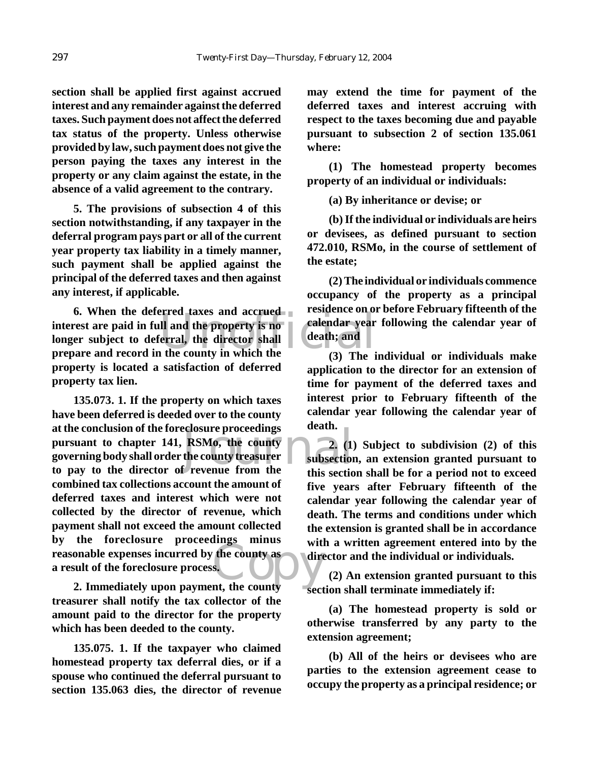**section shall be applied first against accrued interest and any remainder against the deferred taxes. Such payment does not affect the deferred tax status of the property. Unless otherwise provided by law, such payment does not give the person paying the taxes any interest in the property or any claim against the estate, in the absence of a valid agreement to the contrary.**

**5. The provisions of subsection 4 of this section notwithstanding, if any taxpayer in the deferral program pays part or all of the current year property tax liability in a timely manner, such payment shall be applied against the principal of the deferred taxes and then against any interest, if applicable.**

**6. When the deferred taxes and accrued interest are paid in full and the property is no longer subject to deferral, the director shall prepare and record in the county in which the property is located a satisfaction of deferred property tax lien.**

**135.073. 1. If the property on which taxes have been deferred is deeded over to the county at the conclusion of the foreclosure proceedings pursuant to chapter 141, RSMo, the county governing body shall order the county treasurer to pay to the director of revenue from the combined tax collections account the amount of deferred taxes and interest which were not collected by the director of revenue, which payment shall not exceed the amount collected by the foreclosure proceedings minus reasonable expenses incurred by the county as a result of the foreclosure process.**

**2. Immediately upon payment, the county treasurer shall notify the tax collector of the amount paid to the director for the property which has been deeded to the county.**

**135.075. 1. If the taxpayer who claimed homestead property tax deferral dies, or if a spouse who continued the deferral pursuant to section 135.063 dies, the director of revenue may extend the time for payment of the deferred taxes and interest accruing with respect to the taxes becoming due and payable pursuant to subsection 2 of section 135.061 where:**

**(1) The homestead property becomes property of an individual or individuals:**

**(a) By inheritance or devise; or**

**(b) If the individual or individuals are heirs or devisees, as defined pursuant to section 472.010, RSMo, in the course of settlement of the estate;**

**(2) The individual or individuals commence occupancy of the property as a principal residence on or before February fifteenth of the calendar year following the calendar year of death; and**

**(3) The individual or individuals make application to the director for an extension of time for payment of the deferred taxes and interest prior to February fifteenth of the calendar year following the calendar year of death.**

**2. (1) Subject to subdivision (2) of this subsection, an extension granted pursuant to this section shall be for a period not to exceed five years after February fifteenth of the calendar year following the calendar year of death. The terms and conditions under which the extension is granted shall be in accordance with a written agreement entered into by the director and the individual or individuals.**

**(2) An extension granted pursuant to this section shall terminate immediately if:**

**(a) The homestead property is sold or otherwise transferred by any party to the extension agreement;**

**(b) All of the heirs or devisees who are parties to the extension agreement cease to occupy the property as a principal residence; or**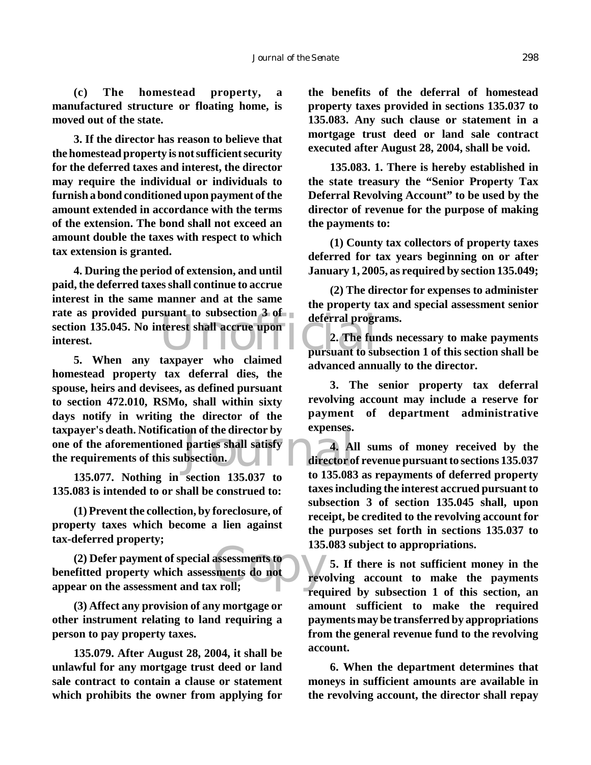**(c) The homestead property, a manufactured structure or floating home, is moved out of the state.**

**3. If the director has reason to believe that the homestead property is not sufficient security for the deferred taxes and interest, the director may require the individual or individuals to furnish a bond conditioned upon payment of the amount extended in accordance with the terms of the extension. The bond shall not exceed an amount double the taxes with respect to which tax extension is granted.**

**4. During the period of extension, and until paid, the deferred taxes shall continue to accrue interest in the same manner and at the same rate as provided pursuant to subsection 3 of section 135.045. No interest shall accrue upon interest.**

**5. When any taxpayer who claimed homestead property tax deferral dies, the spouse, heirs and devisees, as defined pursuant to section 472.010, RSMo, shall within sixty days notify in writing the director of the taxpayer's death. Notification of the director by one of the aforementioned parties shall satisfy the requirements of this subsection.**

**135.077. Nothing in section 135.037 to 135.083 is intended to or shall be construed to:**

**(1) Prevent the collection, by foreclosure, of property taxes which become a lien against tax-deferred property;**

**(2) Defer payment of special assessments to benefitted property which assessments do not appear on the assessment and tax roll;**

**(3) Affect any provision of any mortgage or other instrument relating to land requiring a person to pay property taxes.**

**135.079. After August 28, 2004, it shall be unlawful for any mortgage trust deed or land sale contract to contain a clause or statement which prohibits the owner from applying for the benefits of the deferral of homestead property taxes provided in sections 135.037 to 135.083. Any such clause or statement in a mortgage trust deed or land sale contract executed after August 28, 2004, shall be void.**

**135.083. 1. There is hereby established in the state treasury the "Senior Property Tax Deferral Revolving Account" to be used by the director of revenue for the purpose of making the payments to:**

**(1) County tax collectors of property taxes deferred for tax years beginning on or after January 1, 2005, as required by section 135.049;**

**(2) The director for expenses to administer the property tax and special assessment senior deferral programs.**

**2. The funds necessary to make payments pursuant to subsection 1 of this section shall be advanced annually to the director.**

**3. The senior property tax deferral revolving account may include a reserve for payment of department administrative expenses.**

**4. All sums of money received by the director of revenue pursuant to sections 135.037 to 135.083 as repayments of deferred property taxes including the interest accrued pursuant to subsection 3 of section 135.045 shall, upon receipt, be credited to the revolving account for the purposes set forth in sections 135.037 to 135.083 subject to appropriations.**

**5. If there is not sufficient money in the revolving account to make the payments required by subsection 1 of this section, an amount sufficient to make the required payments may be transferred by appropriations from the general revenue fund to the revolving account.**

**6. When the department determines that moneys in sufficient amounts are available in the revolving account, the director shall repay**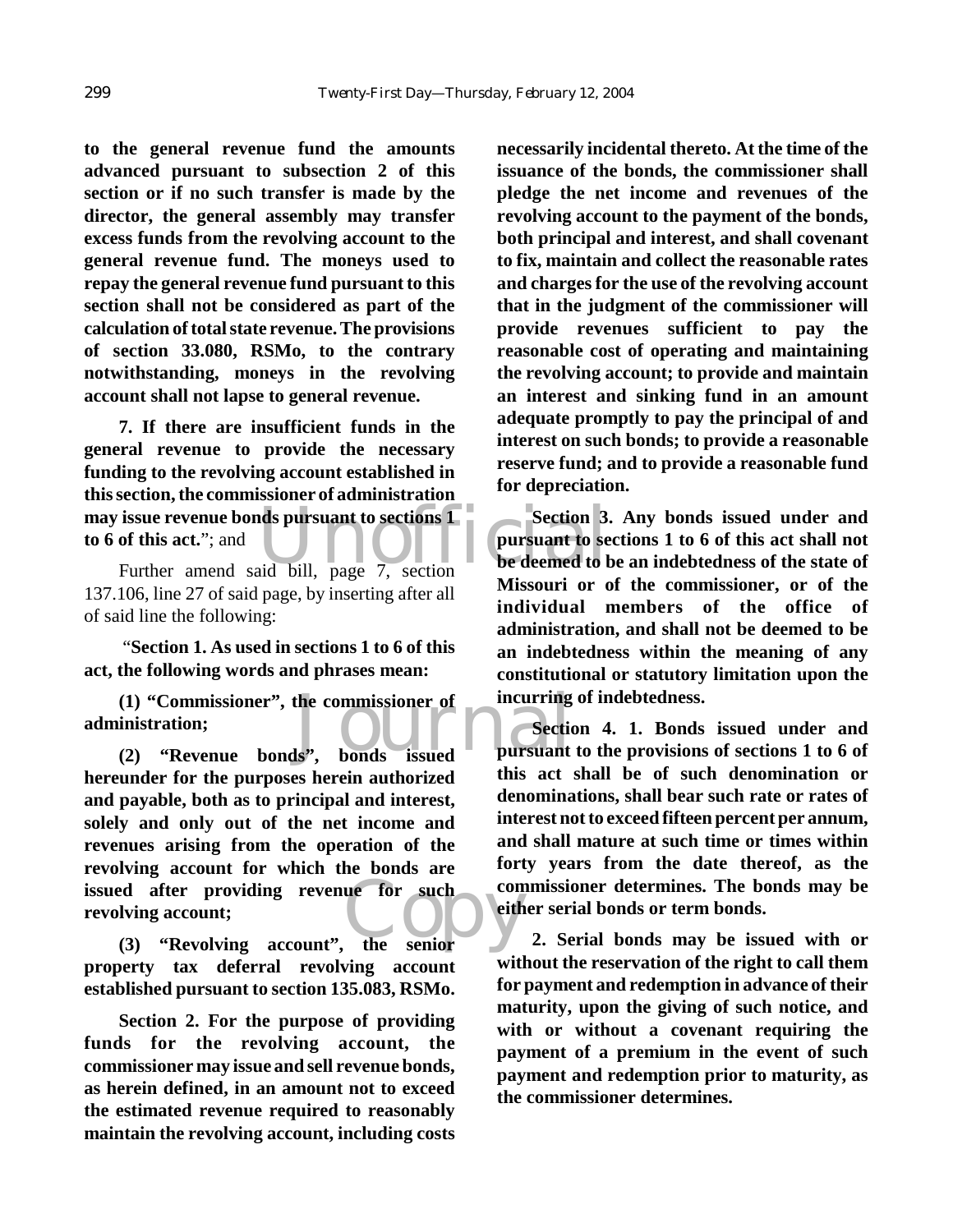**to the general revenue fund the amounts advanced pursuant to subsection 2 of this section or if no such transfer is made by the director, the general assembly may transfer excess funds from the revolving account to the general revenue fund. The moneys used to repay the general revenue fund pursuant to this section shall not be considered as part of the calculation of total state revenue. The provisions of section 33.080, RSMo, to the contrary notwithstanding, moneys in the revolving account shall not lapse to general revenue.**

**7. If there are insufficient funds in the general revenue to provide the necessary funding to the revolving account established in this section, the commissioner of administration may issue revenue bonds pursuant to sections 1 to 6 of this act.**"; and

Further amend said bill, page 7, section 137.106, line 27 of said page, by inserting after all of said line the following:

"**Section 1. As used in sections 1 to 6 of this act, the following words and phrases mean:**

**(1) "Commissioner", the commissioner of administration;**

**(2) "Revenue bonds", bonds issued hereunder for the purposes herein authorized and payable, both as to principal and interest, solely and only out of the net income and revenues arising from the operation of the revolving account for which the bonds are issued after providing revenue for such revolving account;**

**(3) "Revolving account", the senior property tax deferral revolving account established pursuant to section 135.083, RSMo.**

**Section 2. For the purpose of providing funds for the revolving account, the commissioner may issue and sell revenue bonds, as herein defined, in an amount not to exceed the estimated revenue required to reasonably maintain the revolving account, including costs necessarily incidental thereto. At the time of the issuance of the bonds, the commissioner shall pledge the net income and revenues of the revolving account to the payment of the bonds, both principal and interest, and shall covenant to fix, maintain and collect the reasonable rates and charges for the use of the revolving account that in the judgment of the commissioner will provide revenues sufficient to pay the reasonable cost of operating and maintaining the revolving account; to provide and maintain an interest and sinking fund in an amount adequate promptly to pay the principal of and interest on such bonds; to provide a reasonable reserve fund; and to provide a reasonable fund for depreciation.**

**Section 3. Any bonds issued under and pursuant to sections 1 to 6 of this act shall not be deemed to be an indebtedness of the state of Missouri or of the commissioner, or of the individual members of the office of administration, and shall not be deemed to be an indebtedness within the meaning of any constitutional or statutory limitation upon the incurring of indebtedness.**

**Section 4. 1. Bonds issued under and pursuant to the provisions of sections 1 to 6 of this act shall be of such denomination or denominations, shall bear such rate or rates of interest not to exceed fifteen percent per annum, and shall mature at such time or times within forty years from the date thereof, as the commissioner determines. The bonds may be either serial bonds or term bonds.**

**2. Serial bonds may be issued with or without the reservation of the right to call them for payment and redemption in advance of their maturity, upon the giving of such notice, and with or without a covenant requiring the payment of a premium in the event of such payment and redemption prior to maturity, as the commissioner determines.**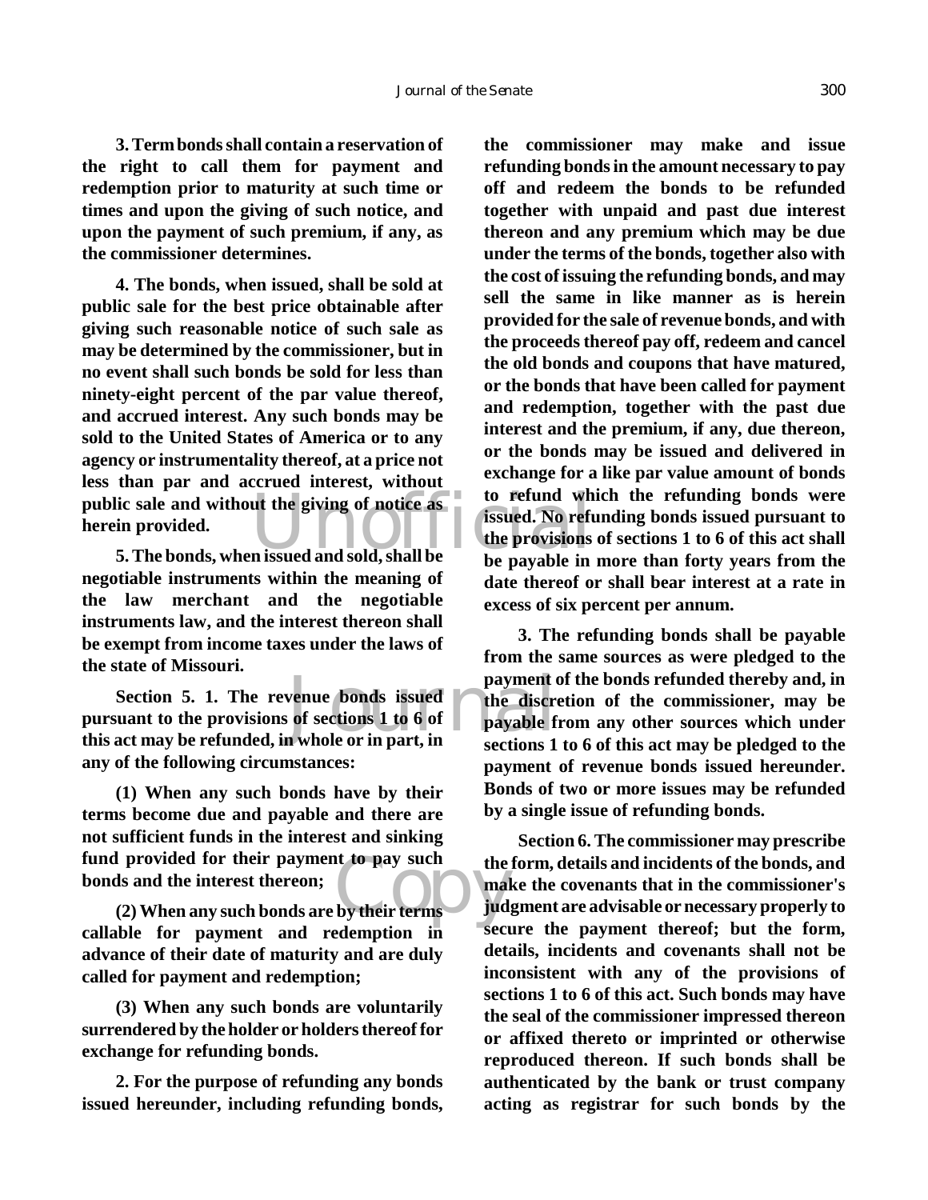**3. Term bonds shall contain a reservation of the right to call them for payment and redemption prior to maturity at such time or times and upon the giving of such notice, and upon the payment of such premium, if any, as the commissioner determines.**

**4. The bonds, when issued, shall be sold at public sale for the best price obtainable after giving such reasonable notice of such sale as may be determined by the commissioner, but in no event shall such bonds be sold for less than ninety-eight percent of the par value thereof, and accrued interest. Any such bonds may be sold to the United States of America or to any agency or instrumentality thereof, at a price not less than par and accrued interest, without public sale and without the giving of notice as herein provided.**

**5. The bonds, when issued and sold, shall be negotiable instruments within the meaning of the law merchant and the negotiable instruments law, and the interest thereon shall be exempt from income taxes under the laws of the state of Missouri.**

**Section 5. 1. The revenue bonds issued pursuant to the provisions of sections 1 to 6 of this act may be refunded, in whole or in part, in any of the following circumstances:**

**(1) When any such bonds have by their terms become due and payable and there are not sufficient funds in the interest and sinking fund provided for their payment to pay such bonds and the interest thereon;**

**(2) When any such bonds are by their terms callable for payment and redemption in advance of their date of maturity and are duly called for payment and redemption;**

**(3) When any such bonds are voluntarily surrendered by the holder or holders thereof for exchange for refunding bonds.**

**2. For the purpose of refunding any bonds issued hereunder, including refunding bonds, the commissioner may make and issue refunding bonds in the amount necessary to pay off and redeem the bonds to be refunded together with unpaid and past due interest thereon and any premium which may be due under the terms of the bonds, together also with the cost of issuing the refunding bonds, and may sell the same in like manner as is herein provided for the sale of revenue bonds, and with the proceeds thereof pay off, redeem and cancel the old bonds and coupons that have matured, or the bonds that have been called for payment and redemption, together with the past due interest and the premium, if any, due thereon, or the bonds may be issued and delivered in exchange for a like par value amount of bonds to refund which the refunding bonds were issued. No refunding bonds issued pursuant to the provisions of sections 1 to 6 of this act shall be payable in more than forty years from the date thereof or shall bear interest at a rate in excess of six percent per annum.**

**3. The refunding bonds shall be payable from the same sources as were pledged to the payment of the bonds refunded thereby and, in the discretion of the commissioner, may be payable from any other sources which under sections 1 to 6 of this act may be pledged to the payment of revenue bonds issued hereunder. Bonds of two or more issues may be refunded by a single issue of refunding bonds.**

**Section 6. The commissioner may prescribe the form, details and incidents of the bonds, and make the covenants that in the commissioner's judgment are advisable or necessary properly to secure the payment thereof; but the form, details, incidents and covenants shall not be inconsistent with any of the provisions of sections 1 to 6 of this act. Such bonds may have the seal of the commissioner impressed thereon or affixed thereto or imprinted or otherwise reproduced thereon. If such bonds shall be authenticated by the bank or trust company acting as registrar for such bonds by the**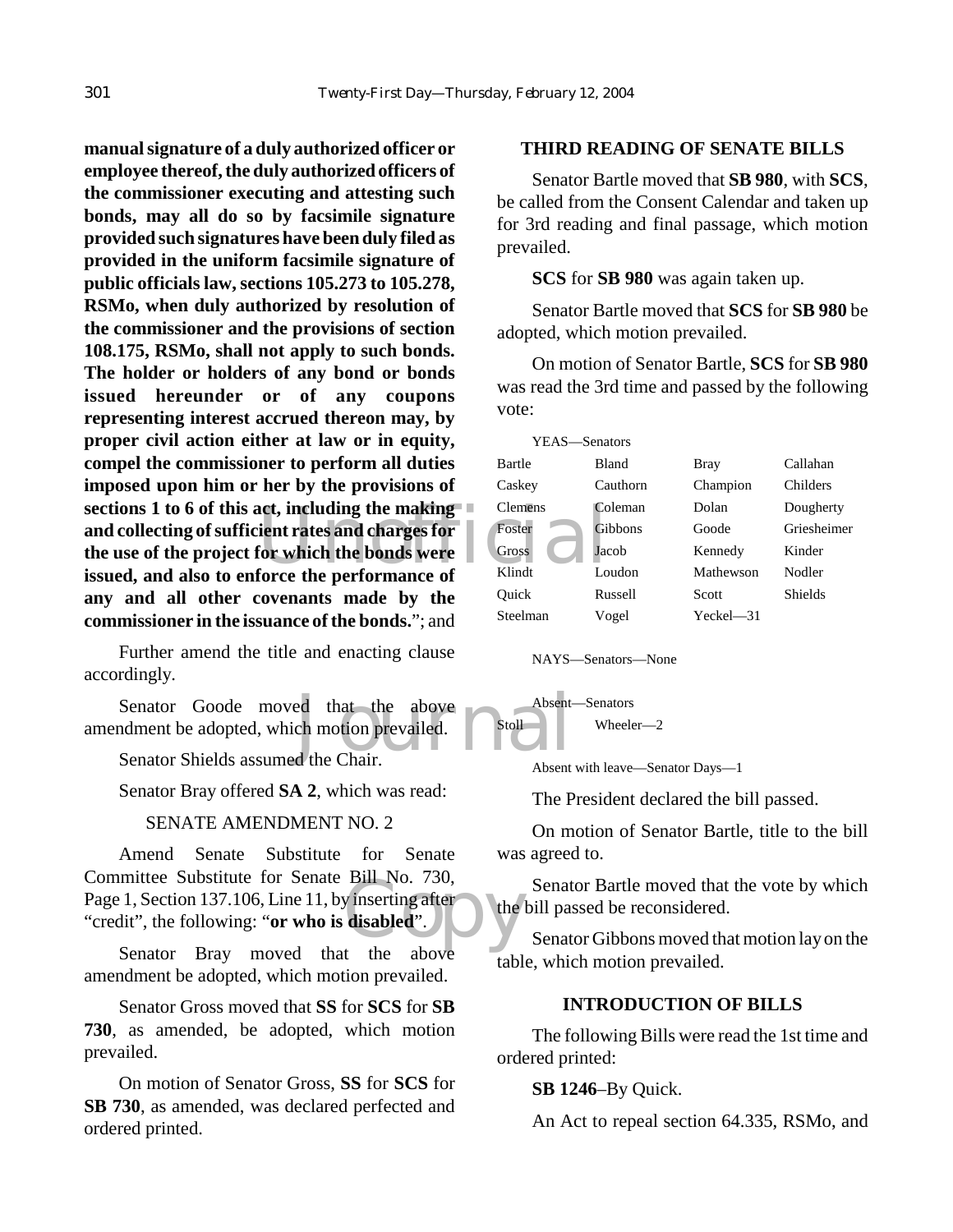**manual signature of a duly authorized officer or employee thereof, the duly authorized officers of the commissioner executing and attesting such bonds, may all do so by facsimile signature provided such signatures have been duly filed as provided in the uniform facsimile signature of public officials law, sections 105.273 to 105.278, RSMo, when duly authorized by resolution of the commissioner and the provisions of section 108.175, RSMo, shall not apply to such bonds. The holder or holders of any bond or bonds issued hereunder or of any coupons representing interest accrued thereon may, by proper civil action either at law or in equity, compel the commissioner to perform all duties imposed upon him or her by the provisions of sections 1 to 6 of this act, including the making and collecting of sufficient rates and charges for the use of the project for which the bonds were issued, and also to enforce the performance of any and all other covenants made by the commissioner in the issuance of the bonds.**"; and

Further amend the title and enacting clause accordingly.

Senator Goode moved that the above amendment be adopted, which motion prevailed.

Senator Shields assumed the Chair.

Senator Bray offered **SA 2**, which was read:

SENATE AMENDMENT NO. 2

Amend Senate Substitute for Senate Committee Substitute for Senate Bill No. 730, Page 1, Section 137.106, Line 11, by inserting after "credit", the following: "**or who is disabled**".

Senator Bray moved that the above amendment be adopted, which motion prevailed.

Senator Gross moved that **SS** for **SCS** for **SB 730**, as amended, be adopted, which motion prevailed.

On motion of Senator Gross, **SS** for **SCS** for **SB 730**, as amended, was declared perfected and ordered printed.

## THIRD READING OF SENATE BILLS

Senator Bartle moved that **SB 980**, with **SCS**, be called from the Consent Calendar and taken up for 3rd reading and final passage, which motion prevailed.

**SCS** for **SB 980** was again taken up.

Senator Bartle moved that **SCS** for **SB 980** be adopted, which motion prevailed.

On motion of Senator Bartle, **SCS** for **SB 980** was read the 3rd time and passed by the following vote:

YEAS—Senators

| | | | |
|---|---|---|---|
| Bartle | Bland | Bray | Callahan |
| Caskey | Cauthorn | Champion | Childers |
| Clemens | Coleman | Dolan | Dougherty |
| Foster | Gibbons | Goode | Griesheimer |
| Gross | Jacob | Kennedy | Kinder |
| Klindt | Loudon | Mathewson | Nodler |
| Quick | Russell | Scott | Shields |
| Steelman | Vogel | Yeckel—31 | |

NAYS—Senators—None

Absent—Senators

| | |
|---|---|
| Stoll | Wheeler—2 |

Absent with leave—Senator Days—1

The President declared the bill passed.

On motion of Senator Bartle, title to the bill was agreed to.

Senator Bartle moved that the vote by which the bill passed be reconsidered.

Senator Gibbons moved that motion lay on the table, which motion prevailed.

## INTRODUCTION OF BILLS

The following Bills were read the 1st time and ordered printed:

**SB 1246**–By Quick.

An Act to repeal section 64.335, RSMo, and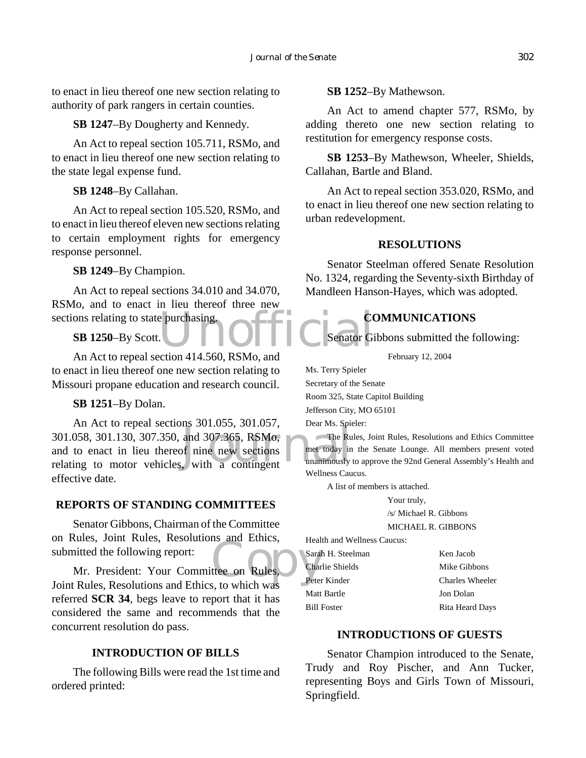to enact in lieu thereof one new section relating to authority of park rangers in certain counties.

**SB 1247**–By Dougherty and Kennedy.

An Act to repeal section 105.711, RSMo, and to enact in lieu thereof one new section relating to the state legal expense fund.

**SB 1248**–By Callahan.

An Act to repeal section 105.520, RSMo, and to enact in lieu thereof eleven new sections relating to certain employment rights for emergency response personnel.

**SB 1249**–By Champion.

An Act to repeal sections 34.010 and 34.070, RSMo, and to enact in lieu thereof three new sections relating to state purchasing.

**SB 1250**–By Scott.

An Act to repeal section 414.560, RSMo, and to enact in lieu thereof one new section relating to Missouri propane education and research council.

**SB 1251**–By Dolan.

An Act to repeal sections 301.055, 301.057, 301.058, 301.130, 307.350, and 307.365, RSMo, and to enact in lieu thereof nine new sections relating to motor vehicles, with a contingent effective date.

## REPORTS OF STANDING COMMITTEES

Senator Gibbons, Chairman of the Committee on Rules, Joint Rules, Resolutions and Ethics, submitted the following report:

Mr. President: Your Committee on Rules, Joint Rules, Resolutions and Ethics, to which was referred **SCR 34**, begs leave to report that it has considered the same and recommends that the concurrent resolution do pass.

## INTRODUCTION OF BILLS

The following Bills were read the 1st time and ordered printed:

**SB 1252**–By Mathewson.

An Act to amend chapter 577, RSMo, by adding thereto one new section relating to restitution for emergency response costs.

**SB 1253**–By Mathewson, Wheeler, Shields, Callahan, Bartle and Bland.

An Act to repeal section 353.020, RSMo, and to enact in lieu thereof one new section relating to urban redevelopment.

## RESOLUTIONS

Senator Steelman offered Senate Resolution No. 1324, regarding the Seventy-sixth Birthday of Mandleen Hanson-Hayes, which was adopted.

## COMMUNICATIONS

Senator Gibbons submitted the following:

February 12, 2004

Ms. Terry Spieler
Secretary of the Senate
Room 325, State Capitol Building
Jefferson City, MO 65101

Dear Ms. Spieler:

The Rules, Joint Rules, Resolutions and Ethics Committee met today in the Senate Lounge. All members present voted unanimously to approve the 92nd General Assembly's Health and Wellness Caucus.

A list of members is attached.

Your truly,
/s/ Michael R. Gibbons
MICHAEL R. GIBBONS

Health and Wellness Caucus:

| | |
|---|---|
| Sarah H. Steelman | Ken Jacob |
| Charlie Shields | Mike Gibbons |
| Peter Kinder | Charles Wheeler |
| Matt Bartle | Jon Dolan |
| Bill Foster | Rita Heard Days |

## INTRODUCTIONS OF GUESTS

Senator Champion introduced to the Senate, Trudy and Roy Pischer, and Ann Tucker, representing Boys and Girls Town of Missouri, Springfield.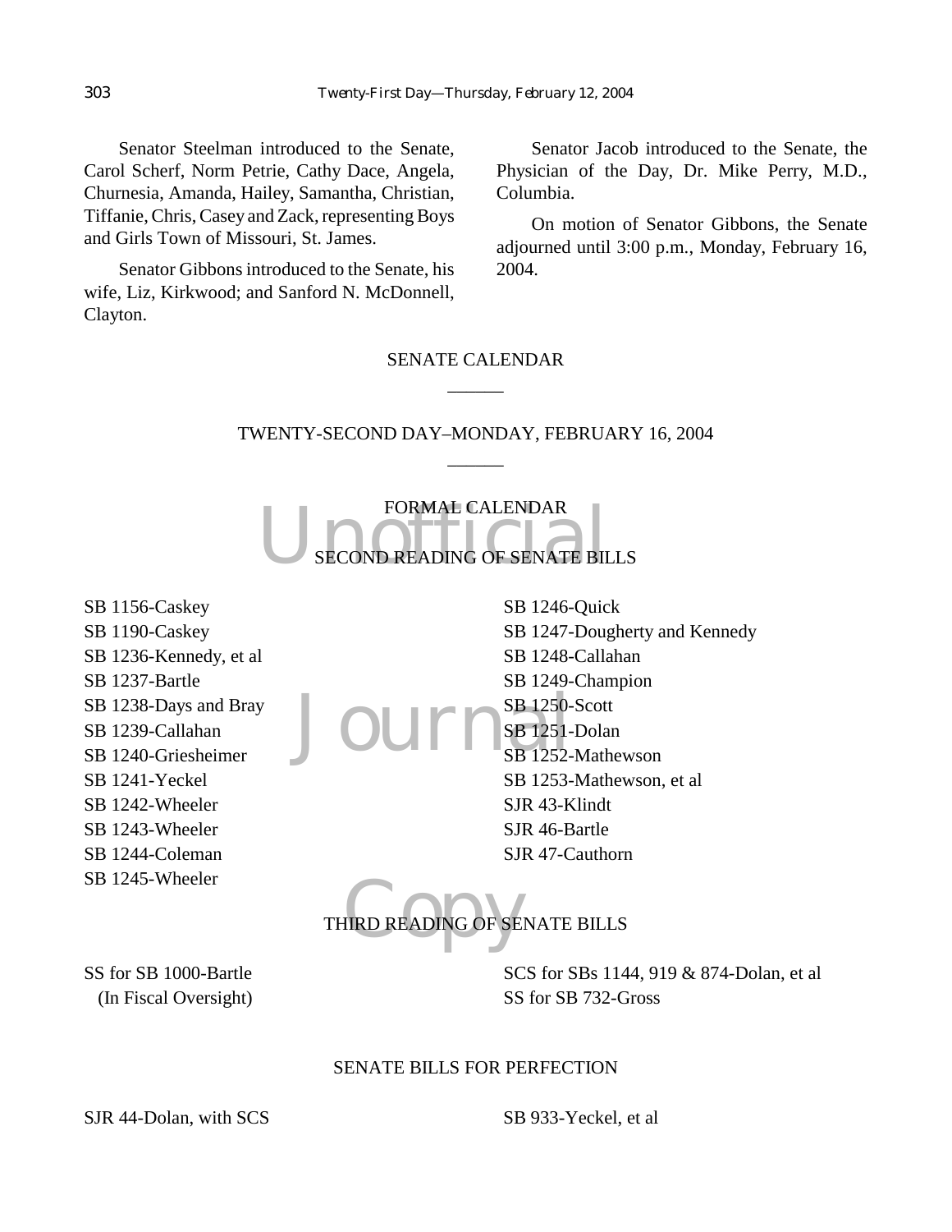Senator Steelman introduced to the Senate, Carol Scherf, Norm Petrie, Cathy Dace, Angela, Churnesia, Amanda, Hailey, Samantha, Christian, Tiffanie, Chris, Casey and Zack, representing Boys and Girls Town of Missouri, St. James.

Senator Gibbons introduced to the Senate, his wife, Liz, Kirkwood; and Sanford N. McDonnell, Clayton.

Senator Jacob introduced to the Senate, the Physician of the Day, Dr. Mike Perry, M.D., Columbia.

On motion of Senator Gibbons, the Senate adjourned until 3:00 p.m., Monday, February 16, 2004.

## SENATE CALENDAR

## TWENTY-SECOND DAY–MONDAY, FEBRUARY 16, 2004

### FORMAL CALENDAR

### SECOND READING OF SENATE BILLS

SB 1156-Caskey
SB 1190-Caskey
SB 1236-Kennedy, et al
SB 1237-Bartle
SB 1238-Days and Bray
SB 1239-Callahan
SB 1240-Griesheimer
SB 1241-Yeckel
SB 1242-Wheeler
SB 1243-Wheeler
SB 1244-Coleman
SB 1245-Wheeler
SB 1246-Quick
SB 1247-Dougherty and Kennedy
SB 1248-Callahan
SB 1249-Champion
SB 1250-Scott
SB 1251-Dolan
SB 1252-Mathewson
SB 1253-Mathewson, et al
SJR 43-Klindt
SJR 46-Bartle
SJR 47-Cauthorn

### THIRD READING OF SENATE BILLS

SS for SB 1000-Bartle
(In Fiscal Oversight)
SCS for SBs 1144, 919 & 874-Dolan, et al
SS for SB 732-Gross

### SENATE BILLS FOR PERFECTION

SJR 44-Dolan, with SCS
SB 933-Yeckel, et al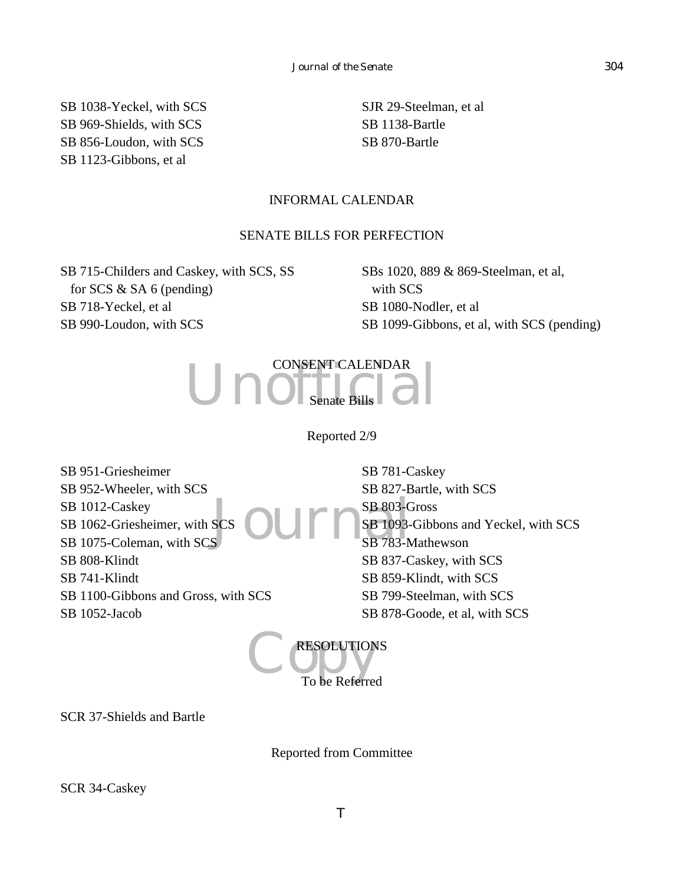SB 1038-Yeckel, with SCS
SB 969-Shields, with SCS
SB 856-Loudon, with SCS
SB 1123-Gibbons, et al
SJR 29-Steelman, et al
SB 1138-Bartle
SB 870-Bartle

INFORMAL CALENDAR

SENATE BILLS FOR PERFECTION

SB 715-Childers and Caskey, with SCS, SS for SCS & SA 6 (pending)
SB 718-Yeckel, et al
SB 990-Loudon, with SCS
SBs 1020, 889 & 869-Steelman, et al, with SCS
SB 1080-Nodler, et al
SB 1099-Gibbons, et al, with SCS (pending)

CONSENT CALENDAR

Senate Bills

Reported 2/9

SB 951-Griesheimer
SB 952-Wheeler, with SCS
SB 1012-Caskey
SB 1062-Griesheimer, with SCS
SB 1075-Coleman, with SCS
SB 808-Klindt
SB 741-Klindt
SB 1100-Gibbons and Gross, with SCS
SB 1052-Jacob
SB 781-Caskey
SB 827-Bartle, with SCS
SB 803-Gross
SB 1093-Gibbons and Yeckel, with SCS
SB 783-Mathewson
SB 837-Caskey, with SCS
SB 859-Klindt, with SCS
SB 799-Steelman, with SCS
SB 878-Goode, et al, with SCS

RESOLUTIONS

To be Referred

SCR 37-Shields and Bartle

Reported from Committee

SCR 34-Caskey

T